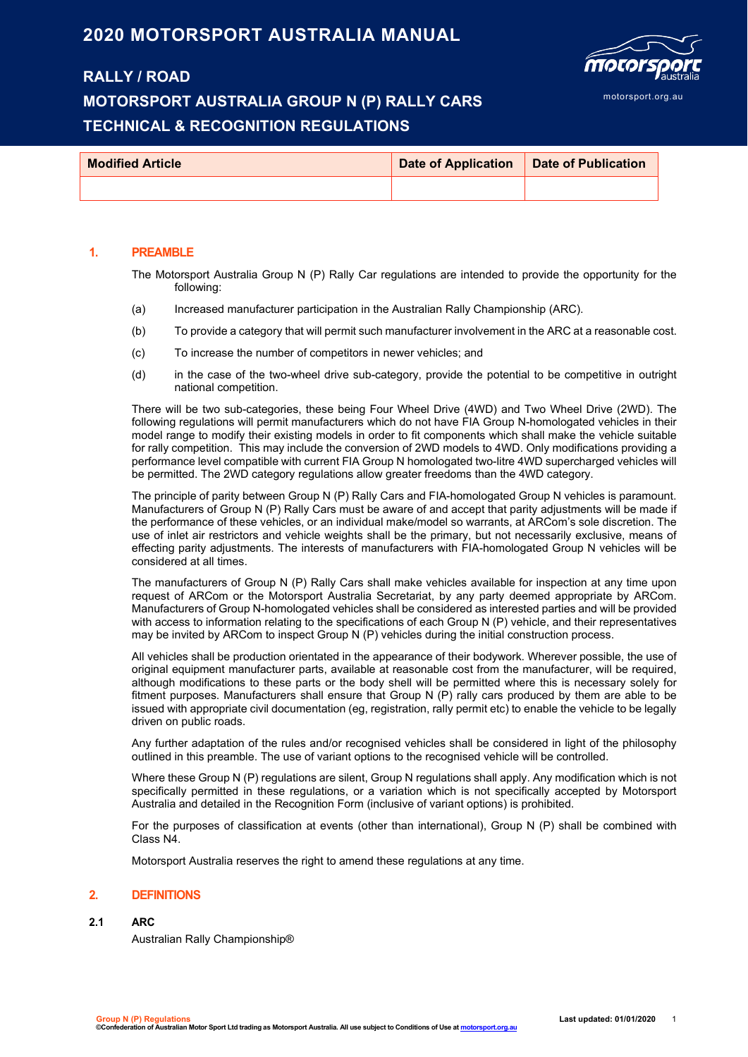# 2020 MOTORSPORT AUSTRALIA MANUAL

## RALLY / ROAD
## MOTORSPORT AUSTRALIA GROUP N (P) RALLY CARS
## TECHNICAL & RECOGNITION REGULATIONS

| Modified Article | Date of Application | Date of Publication |
|---|---|---|
| | | |

## 1. PREAMBLE

The Motorsport Australia Group N (P) Rally Car regulations are intended to provide the opportunity for the following:

(a) Increased manufacturer participation in the Australian Rally Championship (ARC).

(b) To provide a category that will permit such manufacturer involvement in the ARC at a reasonable cost.

(c) To increase the number of competitors in newer vehicles; and

(d) in the case of the two-wheel drive sub-category, provide the potential to be competitive in outright national competition.

There will be two sub-categories, these being Four Wheel Drive (4WD) and Two Wheel Drive (2WD). The following regulations will permit manufacturers which do not have FIA Group N-homologated vehicles in their model range to modify their existing models in order to fit components which shall make the vehicle suitable for rally competition. This may include the conversion of 2WD models to 4WD. Only modifications providing a performance level compatible with current FIA Group N homologated two-litre 4WD supercharged vehicles will be permitted. The 2WD category regulations allow greater freedoms than the 4WD category.

The principle of parity between Group N (P) Rally Cars and FIA-homologated Group N vehicles is paramount. Manufacturers of Group N (P) Rally Cars must be aware of and accept that parity adjustments will be made if the performance of these vehicles, or an individual make/model so warrants, at ARCom's sole discretion. The use of inlet air restrictors and vehicle weights shall be the primary, but not necessarily exclusive, means of effecting parity adjustments. The interests of manufacturers with FIA-homologated Group N vehicles will be considered at all times.

The manufacturers of Group N (P) Rally Cars shall make vehicles available for inspection at any time upon request of ARCom or the Motorsport Australia Secretariat, by any party deemed appropriate by ARCom. Manufacturers of Group N-homologated vehicles shall be considered as interested parties and will be provided with access to information relating to the specifications of each Group N (P) vehicle, and their representatives may be invited by ARCom to inspect Group N (P) vehicles during the initial construction process.

All vehicles shall be production orientated in the appearance of their bodywork. Wherever possible, the use of original equipment manufacturer parts, available at reasonable cost from the manufacturer, will be required, although modifications to these parts or the body shell will be permitted where this is necessary solely for fitment purposes. Manufacturers shall ensure that Group N (P) rally cars produced by them are able to be issued with appropriate civil documentation (eg, registration, rally permit etc) to enable the vehicle to be legally driven on public roads.

Any further adaptation of the rules and/or recognised vehicles shall be considered in light of the philosophy outlined in this preamble. The use of variant options to the recognised vehicle will be controlled.

Where these Group N (P) regulations are silent, Group N regulations shall apply. Any modification which is not specifically permitted in these regulations, or a variation which is not specifically accepted by Motorsport Australia and detailed in the Recognition Form (inclusive of variant options) is prohibited.

For the purposes of classification at events (other than international), Group N (P) shall be combined with Class N4.

Motorsport Australia reserves the right to amend these regulations at any time.

## 2. DEFINITIONS

### 2.1 ARC

Australian Rally Championship®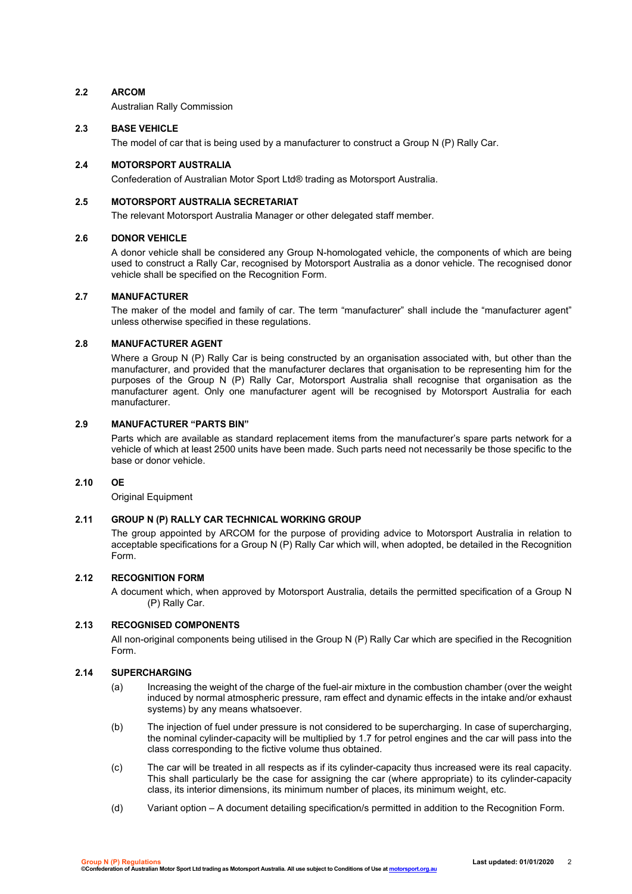### 2.2 ARCOM

Australian Rally Commission

### 2.3 BASE VEHICLE

The model of car that is being used by a manufacturer to construct a Group N (P) Rally Car.

### 2.4 MOTORSPORT AUSTRALIA

Confederation of Australian Motor Sport Ltd® trading as Motorsport Australia.

### 2.5 MOTORSPORT AUSTRALIA SECRETARIAT

The relevant Motorsport Australia Manager or other delegated staff member.

### 2.6 DONOR VEHICLE

A donor vehicle shall be considered any Group N-homologated vehicle, the components of which are being used to construct a Rally Car, recognised by Motorsport Australia as a donor vehicle. The recognised donor vehicle shall be specified on the Recognition Form.

### 2.7 MANUFACTURER

The maker of the model and family of car. The term "manufacturer" shall include the "manufacturer agent" unless otherwise specified in these regulations.

### 2.8 MANUFACTURER AGENT

Where a Group N (P) Rally Car is being constructed by an organisation associated with, but other than the manufacturer, and provided that the manufacturer declares that organisation to be representing him for the purposes of the Group N (P) Rally Car, Motorsport Australia shall recognise that organisation as the manufacturer agent. Only one manufacturer agent will be recognised by Motorsport Australia for each manufacturer.

### 2.9 MANUFACTURER "PARTS BIN"

Parts which are available as standard replacement items from the manufacturer's spare parts network for a vehicle of which at least 2500 units have been made. Such parts need not necessarily be those specific to the base or donor vehicle.

### 2.10 OE

Original Equipment

### 2.11 GROUP N (P) RALLY CAR TECHNICAL WORKING GROUP

The group appointed by ARCOM for the purpose of providing advice to Motorsport Australia in relation to acceptable specifications for a Group N (P) Rally Car which will, when adopted, be detailed in the Recognition Form.

### 2.12 RECOGNITION FORM

A document which, when approved by Motorsport Australia, details the permitted specification of a Group N (P) Rally Car.

### 2.13 RECOGNISED COMPONENTS

All non-original components being utilised in the Group N (P) Rally Car which are specified in the Recognition Form.

### 2.14 SUPERCHARGING

(a) Increasing the weight of the charge of the fuel-air mixture in the combustion chamber (over the weight induced by normal atmospheric pressure, ram effect and dynamic effects in the intake and/or exhaust systems) by any means whatsoever.

(b) The injection of fuel under pressure is not considered to be supercharging. In case of supercharging, the nominal cylinder-capacity will be multiplied by 1.7 for petrol engines and the car will pass into the class corresponding to the fictive volume thus obtained.

(c) The car will be treated in all respects as if its cylinder-capacity thus increased were its real capacity. This shall particularly be the case for assigning the car (where appropriate) to its cylinder-capacity class, its interior dimensions, its minimum number of places, its minimum weight, etc.

(d) Variant option – A document detailing specification/s permitted in addition to the Recognition Form.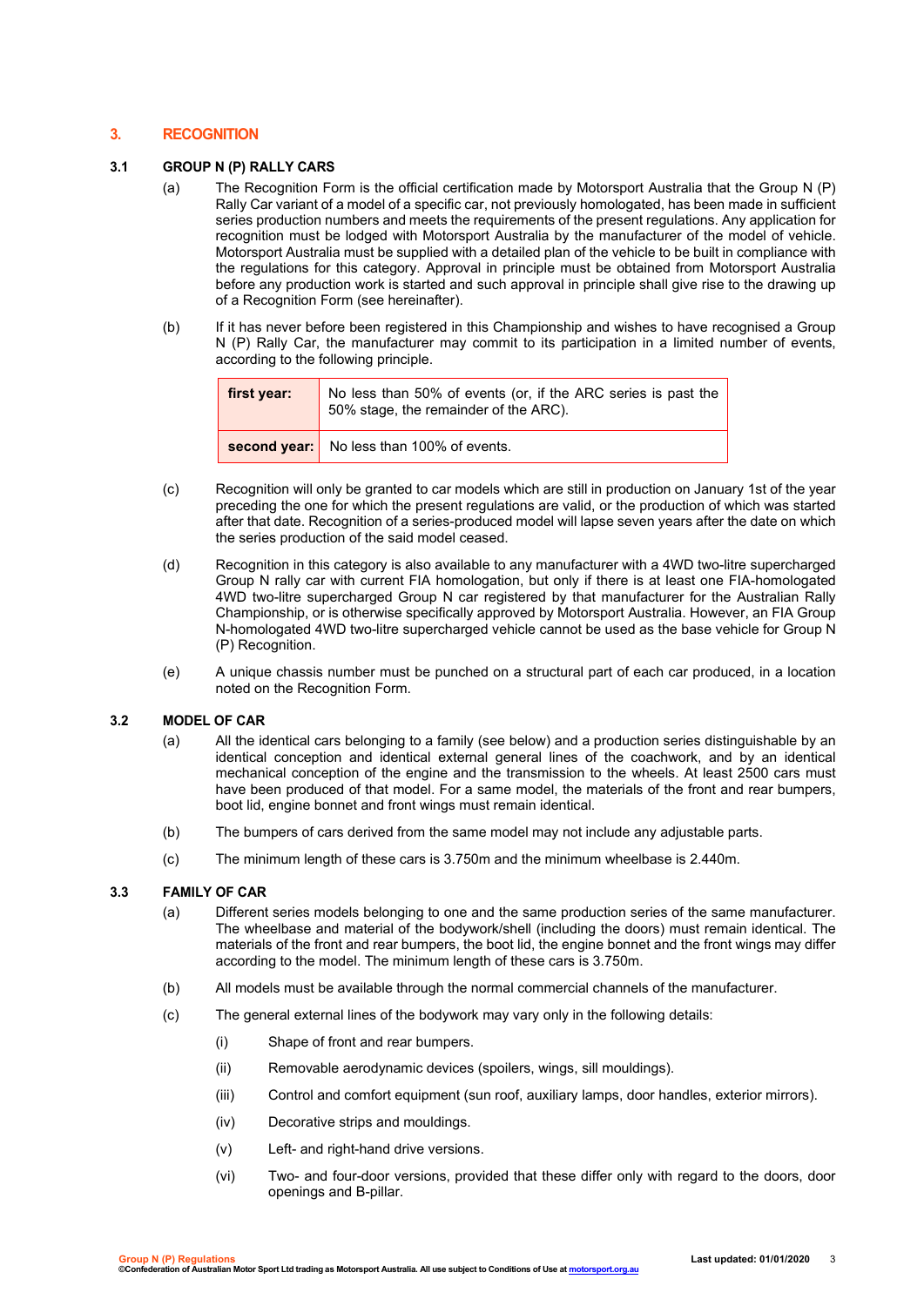## 3. RECOGNITION

### 3.1 GROUP N (P) RALLY CARS

(a) The Recognition Form is the official certification made by Motorsport Australia that the Group N (P) Rally Car variant of a model of a specific car, not previously homologated, has been made in sufficient series production numbers and meets the requirements of the present regulations. Any application for recognition must be lodged with Motorsport Australia by the manufacturer of the model of vehicle. Motorsport Australia must be supplied with a detailed plan of the vehicle to be built in compliance with the regulations for this category. Approval in principle must be obtained from Motorsport Australia before any production work is started and such approval in principle shall give rise to the drawing up of a Recognition Form (see hereinafter).

(b) If it has never before been registered in this Championship and wishes to have recognised a Group N (P) Rally Car, the manufacturer may commit to its participation in a limited number of events, according to the following principle.

| | |
|---|---|
| **first year:** | No less than 50% of events (or, if the ARC series is past the 50% stage, the remainder of the ARC). |
| **second year:** | No less than 100% of events. |

(c) Recognition will only be granted to car models which are still in production on January 1st of the year preceding the one for which the present regulations are valid, or the production of which was started after that date. Recognition of a series-produced model will lapse seven years after the date on which the series production of the said model ceased.

(d) Recognition in this category is also available to any manufacturer with a 4WD two-litre supercharged Group N rally car with current FIA homologation, but only if there is at least one FIA-homologated 4WD two-litre supercharged Group N car registered by that manufacturer for the Australian Rally Championship, or is otherwise specifically approved by Motorsport Australia. However, an FIA Group N-homologated 4WD two-litre supercharged vehicle cannot be used as the base vehicle for Group N (P) Recognition.

(e) A unique chassis number must be punched on a structural part of each car produced, in a location noted on the Recognition Form.

### 3.2 MODEL OF CAR

(a) All the identical cars belonging to a family (see below) and a production series distinguishable by an identical conception and identical external general lines of the coachwork, and by an identical mechanical conception of the engine and the transmission to the wheels. At least 2500 cars must have been produced of that model. For a same model, the materials of the front and rear bumpers, boot lid, engine bonnet and front wings must remain identical.

(b) The bumpers of cars derived from the same model may not include any adjustable parts.

(c) The minimum length of these cars is 3.750m and the minimum wheelbase is 2.440m.

### 3.3 FAMILY OF CAR

(a) Different series models belonging to one and the same production series of the same manufacturer. The wheelbase and material of the bodywork/shell (including the doors) must remain identical. The materials of the front and rear bumpers, the boot lid, the engine bonnet and the front wings may differ according to the model. The minimum length of these cars is 3.750m.

(b) All models must be available through the normal commercial channels of the manufacturer.

(c) The general external lines of the bodywork may vary only in the following details:

(i) Shape of front and rear bumpers.

(ii) Removable aerodynamic devices (spoilers, wings, sill mouldings).

(iii) Control and comfort equipment (sun roof, auxiliary lamps, door handles, exterior mirrors).

(iv) Decorative strips and mouldings.

(v) Left- and right-hand drive versions.

(vi) Two- and four-door versions, provided that these differ only with regard to the doors, door openings and B-pillar.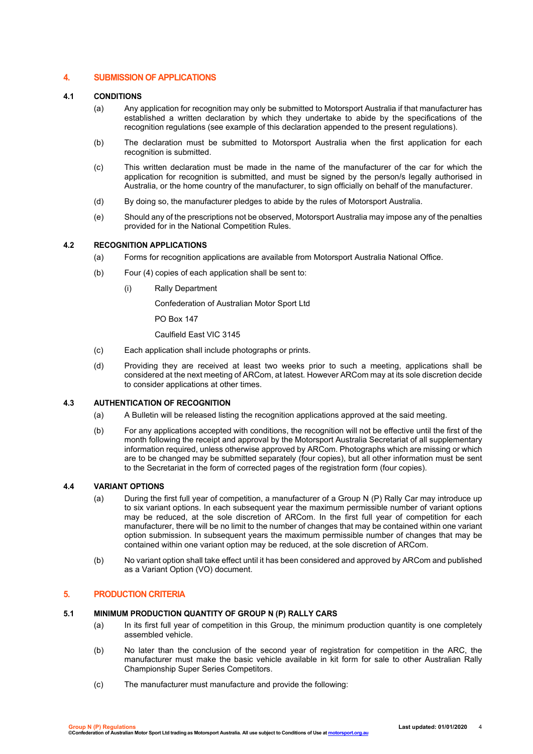## 4. SUBMISSION OF APPLICATIONS

### 4.1 CONDITIONS

(a) Any application for recognition may only be submitted to Motorsport Australia if that manufacturer has established a written declaration by which they undertake to abide by the specifications of the recognition regulations (see example of this declaration appended to the present regulations).

(b) The declaration must be submitted to Motorsport Australia when the first application for each recognition is submitted.

(c) This written declaration must be made in the name of the manufacturer of the car for which the application for recognition is submitted, and must be signed by the person/s legally authorised in Australia, or the home country of the manufacturer, to sign officially on behalf of the manufacturer.

(d) By doing so, the manufacturer pledges to abide by the rules of Motorsport Australia.

(e) Should any of the prescriptions not be observed, Motorsport Australia may impose any of the penalties provided for in the National Competition Rules.

### 4.2 RECOGNITION APPLICATIONS

(a) Forms for recognition applications are available from Motorsport Australia National Office.

(b) Four (4) copies of each application shall be sent to:

(i) Rally Department

Confederation of Australian Motor Sport Ltd

PO Box 147

Caulfield East VIC 3145

(c) Each application shall include photographs or prints.

(d) Providing they are received at least two weeks prior to such a meeting, applications shall be considered at the next meeting of ARCom, at latest. However ARCom may at its sole discretion decide to consider applications at other times.

### 4.3 AUTHENTICATION OF RECOGNITION

(a) A Bulletin will be released listing the recognition applications approved at the said meeting.

(b) For any applications accepted with conditions, the recognition will not be effective until the first of the month following the receipt and approval by the Motorsport Australia Secretariat of all supplementary information required, unless otherwise approved by ARCom. Photographs which are missing or which are to be changed may be submitted separately (four copies), but all other information must be sent to the Secretariat in the form of corrected pages of the registration form (four copies).

### 4.4 VARIANT OPTIONS

(a) During the first full year of competition, a manufacturer of a Group N (P) Rally Car may introduce up to six variant options. In each subsequent year the maximum permissible number of variant options may be reduced, at the sole discretion of ARCom. In the first full year of competition for each manufacturer, there will be no limit to the number of changes that may be contained within one variant option submission. In subsequent years the maximum permissible number of changes that may be contained within one variant option may be reduced, at the sole discretion of ARCom.

(b) No variant option shall take effect until it has been considered and approved by ARCom and published as a Variant Option (VO) document.

## 5. PRODUCTION CRITERIA

### 5.1 MINIMUM PRODUCTION QUANTITY OF GROUP N (P) RALLY CARS

(a) In its first full year of competition in this Group, the minimum production quantity is one completely assembled vehicle.

(b) No later than the conclusion of the second year of registration for competition in the ARC, the manufacturer must make the basic vehicle available in kit form for sale to other Australian Rally Championship Super Series Competitors.

(c) The manufacturer must manufacture and provide the following: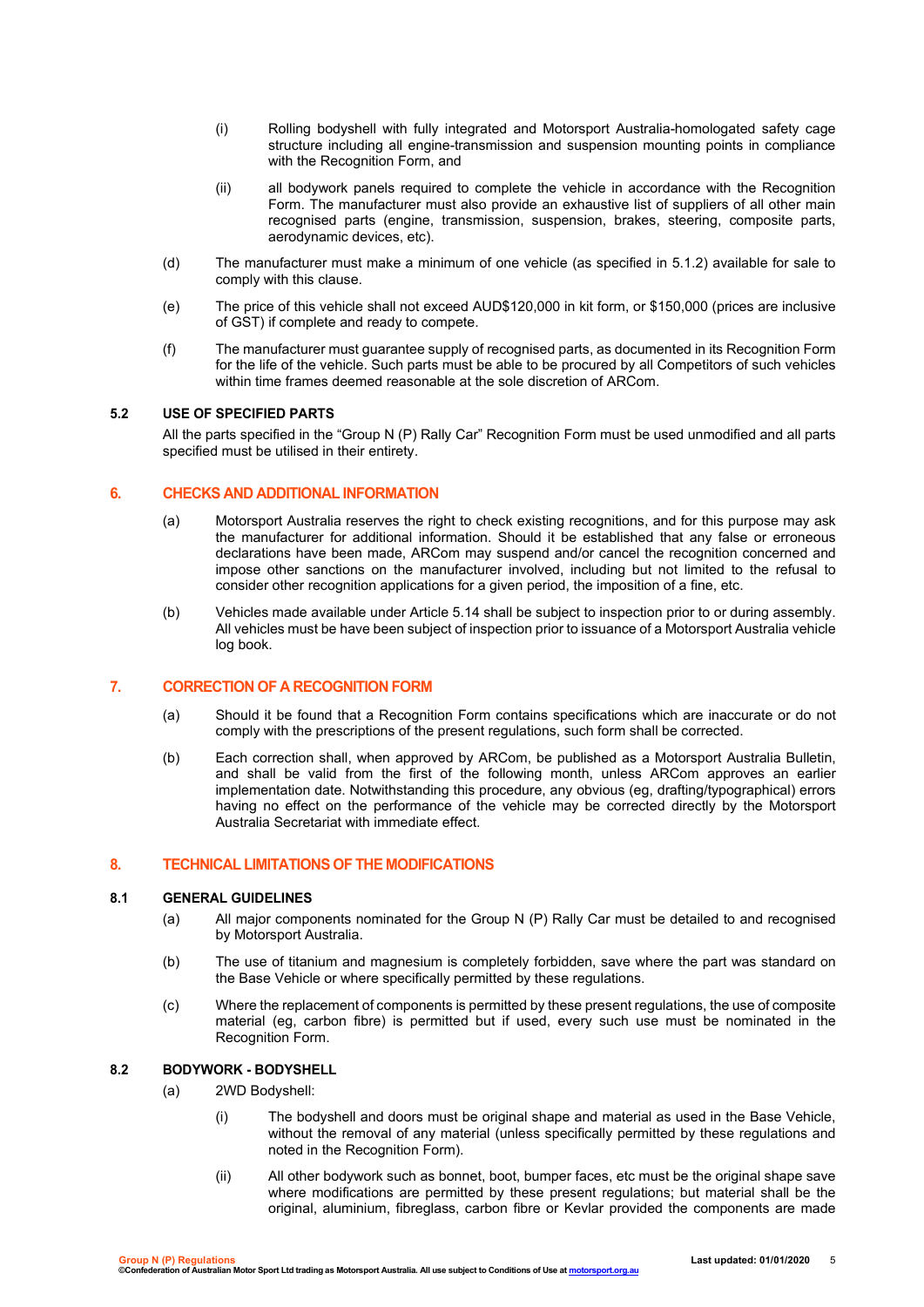(i) Rolling bodyshell with fully integrated and Motorsport Australia-homologated safety cage structure including all engine-transmission and suspension mounting points in compliance with the Recognition Form, and

(ii) all bodywork panels required to complete the vehicle in accordance with the Recognition Form. The manufacturer must also provide an exhaustive list of suppliers of all other main recognised parts (engine, transmission, suspension, brakes, steering, composite parts, aerodynamic devices, etc).

(d) The manufacturer must make a minimum of one vehicle (as specified in 5.1.2) available for sale to comply with this clause.

(e) The price of this vehicle shall not exceed AUD$120,000 in kit form, or $150,000 (prices are inclusive of GST) if complete and ready to compete.

(f) The manufacturer must guarantee supply of recognised parts, as documented in its Recognition Form for the life of the vehicle. Such parts must be able to be procured by all Competitors of such vehicles within time frames deemed reasonable at the sole discretion of ARCom.

### 5.2 USE OF SPECIFIED PARTS

All the parts specified in the "Group N (P) Rally Car" Recognition Form must be used unmodified and all parts specified must be utilised in their entirety.

## 6. CHECKS AND ADDITIONAL INFORMATION

(a) Motorsport Australia reserves the right to check existing recognitions, and for this purpose may ask the manufacturer for additional information. Should it be established that any false or erroneous declarations have been made, ARCom may suspend and/or cancel the recognition concerned and impose other sanctions on the manufacturer involved, including but not limited to the refusal to consider other recognition applications for a given period, the imposition of a fine, etc.

(b) Vehicles made available under Article 5.14 shall be subject to inspection prior to or during assembly. All vehicles must be have been subject of inspection prior to issuance of a Motorsport Australia vehicle log book.

## 7. CORRECTION OF A RECOGNITION FORM

(a) Should it be found that a Recognition Form contains specifications which are inaccurate or do not comply with the prescriptions of the present regulations, such form shall be corrected.

(b) Each correction shall, when approved by ARCom, be published as a Motorsport Australia Bulletin, and shall be valid from the first of the following month, unless ARCom approves an earlier implementation date. Notwithstanding this procedure, any obvious (eg, drafting/typographical) errors having no effect on the performance of the vehicle may be corrected directly by the Motorsport Australia Secretariat with immediate effect.

## 8. TECHNICAL LIMITATIONS OF THE MODIFICATIONS

### 8.1 GENERAL GUIDELINES

(a) All major components nominated for the Group N (P) Rally Car must be detailed to and recognised by Motorsport Australia.

(b) The use of titanium and magnesium is completely forbidden, save where the part was standard on the Base Vehicle or where specifically permitted by these regulations.

(c) Where the replacement of components is permitted by these present regulations, the use of composite material (eg, carbon fibre) is permitted but if used, every such use must be nominated in the Recognition Form.

### 8.2 BODYWORK - BODYSHELL

(a) 2WD Bodyshell:

(i) The bodyshell and doors must be original shape and material as used in the Base Vehicle, without the removal of any material (unless specifically permitted by these regulations and noted in the Recognition Form).

(ii) All other bodywork such as bonnet, boot, bumper faces, etc must be the original shape save where modifications are permitted by these present regulations; but material shall be the original, aluminium, fibreglass, carbon fibre or Kevlar provided the components are made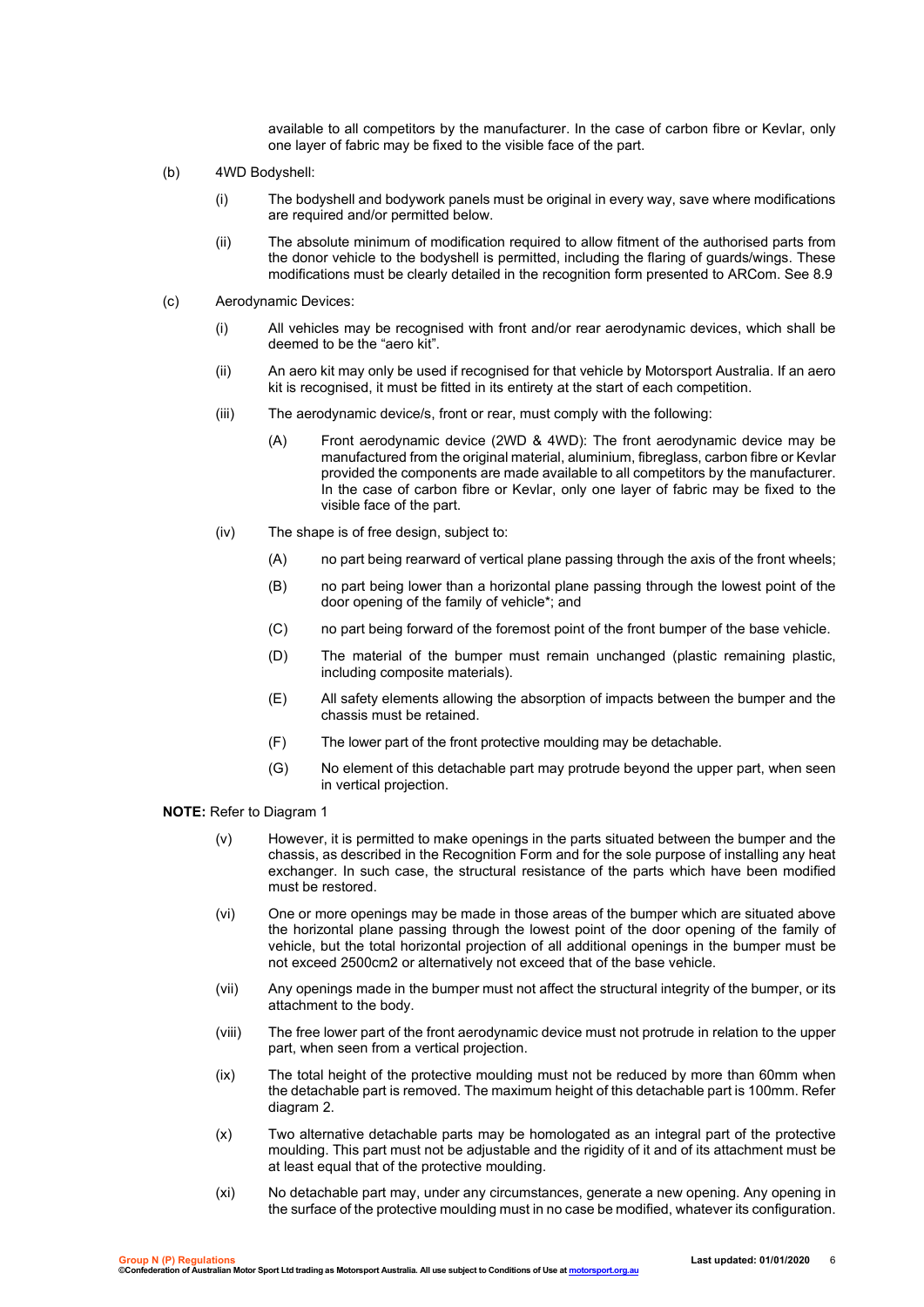available to all competitors by the manufacturer. In the case of carbon fibre or Kevlar, only one layer of fabric may be fixed to the visible face of the part.

(b) 4WD Bodyshell:

(i) The bodyshell and bodywork panels must be original in every way, save where modifications are required and/or permitted below.

(ii) The absolute minimum of modification required to allow fitment of the authorised parts from the donor vehicle to the bodyshell is permitted, including the flaring of guards/wings. These modifications must be clearly detailed in the recognition form presented to ARCom. See 8.9

(c) Aerodynamic Devices:

(i) All vehicles may be recognised with front and/or rear aerodynamic devices, which shall be deemed to be the "aero kit".

(ii) An aero kit may only be used if recognised for that vehicle by Motorsport Australia. If an aero kit is recognised, it must be fitted in its entirety at the start of each competition.

(iii) The aerodynamic device/s, front or rear, must comply with the following:

(A) Front aerodynamic device (2WD & 4WD): The front aerodynamic device may be manufactured from the original material, aluminium, fibreglass, carbon fibre or Kevlar provided the components are made available to all competitors by the manufacturer. In the case of carbon fibre or Kevlar, only one layer of fabric may be fixed to the visible face of the part.

(iv) The shape is of free design, subject to:

(A) no part being rearward of vertical plane passing through the axis of the front wheels;

(B) no part being lower than a horizontal plane passing through the lowest point of the door opening of the family of vehicle*; and

(C) no part being forward of the foremost point of the front bumper of the base vehicle.

(D) The material of the bumper must remain unchanged (plastic remaining plastic, including composite materials).

(E) All safety elements allowing the absorption of impacts between the bumper and the chassis must be retained.

(F) The lower part of the front protective moulding may be detachable.

(G) No element of this detachable part may protrude beyond the upper part, when seen in vertical projection.

**NOTE:** Refer to Diagram 1

(v) However, it is permitted to make openings in the parts situated between the bumper and the chassis, as described in the Recognition Form and for the sole purpose of installing any heat exchanger. In such case, the structural resistance of the parts which have been modified must be restored.

(vi) One or more openings may be made in those areas of the bumper which are situated above the horizontal plane passing through the lowest point of the door opening of the family of vehicle, but the total horizontal projection of all additional openings in the bumper must be not exceed 2500cm2 or alternatively not exceed that of the base vehicle.

(vii) Any openings made in the bumper must not affect the structural integrity of the bumper, or its attachment to the body.

(viii) The free lower part of the front aerodynamic device must not protrude in relation to the upper part, when seen from a vertical projection.

(ix) The total height of the protective moulding must not be reduced by more than 60mm when the detachable part is removed. The maximum height of this detachable part is 100mm. Refer diagram 2.

(x) Two alternative detachable parts may be homologated as an integral part of the protective moulding. This part must not be adjustable and the rigidity of it and of its attachment must be at least equal that of the protective moulding.

(xi) No detachable part may, under any circumstances, generate a new opening. Any opening in the surface of the protective moulding must in no case be modified, whatever its configuration.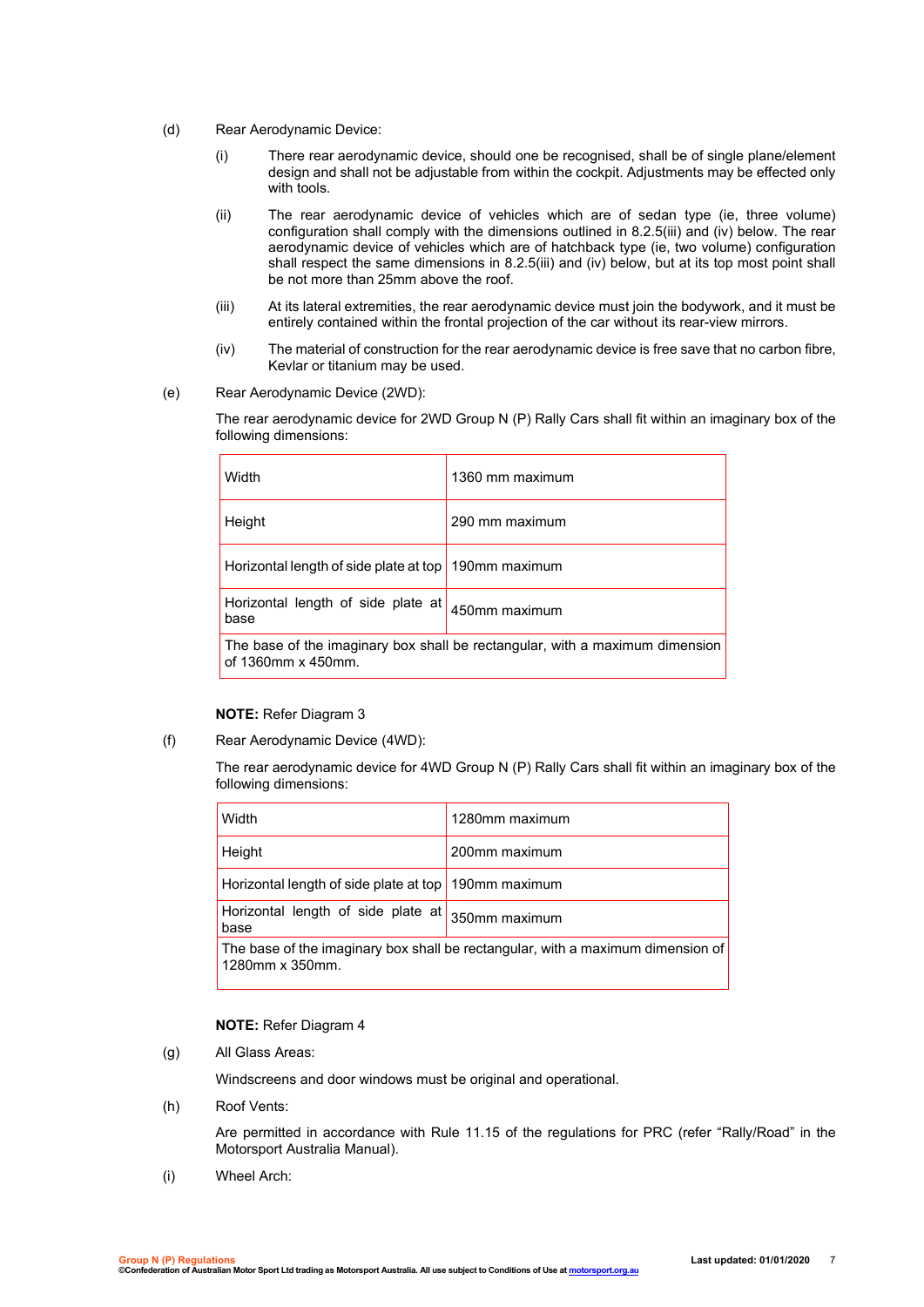(d) Rear Aerodynamic Device:

(i) There rear aerodynamic device, should one be recognised, shall be of single plane/element design and shall not be adjustable from within the cockpit. Adjustments may be effected only with tools.

(ii) The rear aerodynamic device of vehicles which are of sedan type (ie, three volume) configuration shall comply with the dimensions outlined in 8.2.5(iii) and (iv) below. The rear aerodynamic device of vehicles which are of hatchback type (ie, two volume) configuration shall respect the same dimensions in 8.2.5(iii) and (iv) below, but at its top most point shall be not more than 25mm above the roof.

(iii) At its lateral extremities, the rear aerodynamic device must join the bodywork, and it must be entirely contained within the frontal projection of the car without its rear-view mirrors.

(iv) The material of construction for the rear aerodynamic device is free save that no carbon fibre, Kevlar or titanium may be used.

(e) Rear Aerodynamic Device (2WD):

The rear aerodynamic device for 2WD Group N (P) Rally Cars shall fit within an imaginary box of the following dimensions:

| | |
|---|---|
| Width | 1360 mm maximum |
| Height | 290 mm maximum |
| Horizontal length of side plate at top | 190mm maximum |
| Horizontal length of side plate at base | 450mm maximum |
| The base of the imaginary box shall be rectangular, with a maximum dimension of 1360mm x 450mm. | |

**NOTE:** Refer Diagram 3

(f) Rear Aerodynamic Device (4WD):

The rear aerodynamic device for 4WD Group N (P) Rally Cars shall fit within an imaginary box of the following dimensions:

| | |
|---|---|
| Width | 1280mm maximum |
| Height | 200mm maximum |
| Horizontal length of side plate at top | 190mm maximum |
| Horizontal length of side plate at base | 350mm maximum |
| The base of the imaginary box shall be rectangular, with a maximum dimension of 1280mm x 350mm. | |

**NOTE:** Refer Diagram 4

(g) All Glass Areas:

Windscreens and door windows must be original and operational.

(h) Roof Vents:

Are permitted in accordance with Rule 11.15 of the regulations for PRC (refer "Rally/Road" in the Motorsport Australia Manual).

(i) Wheel Arch: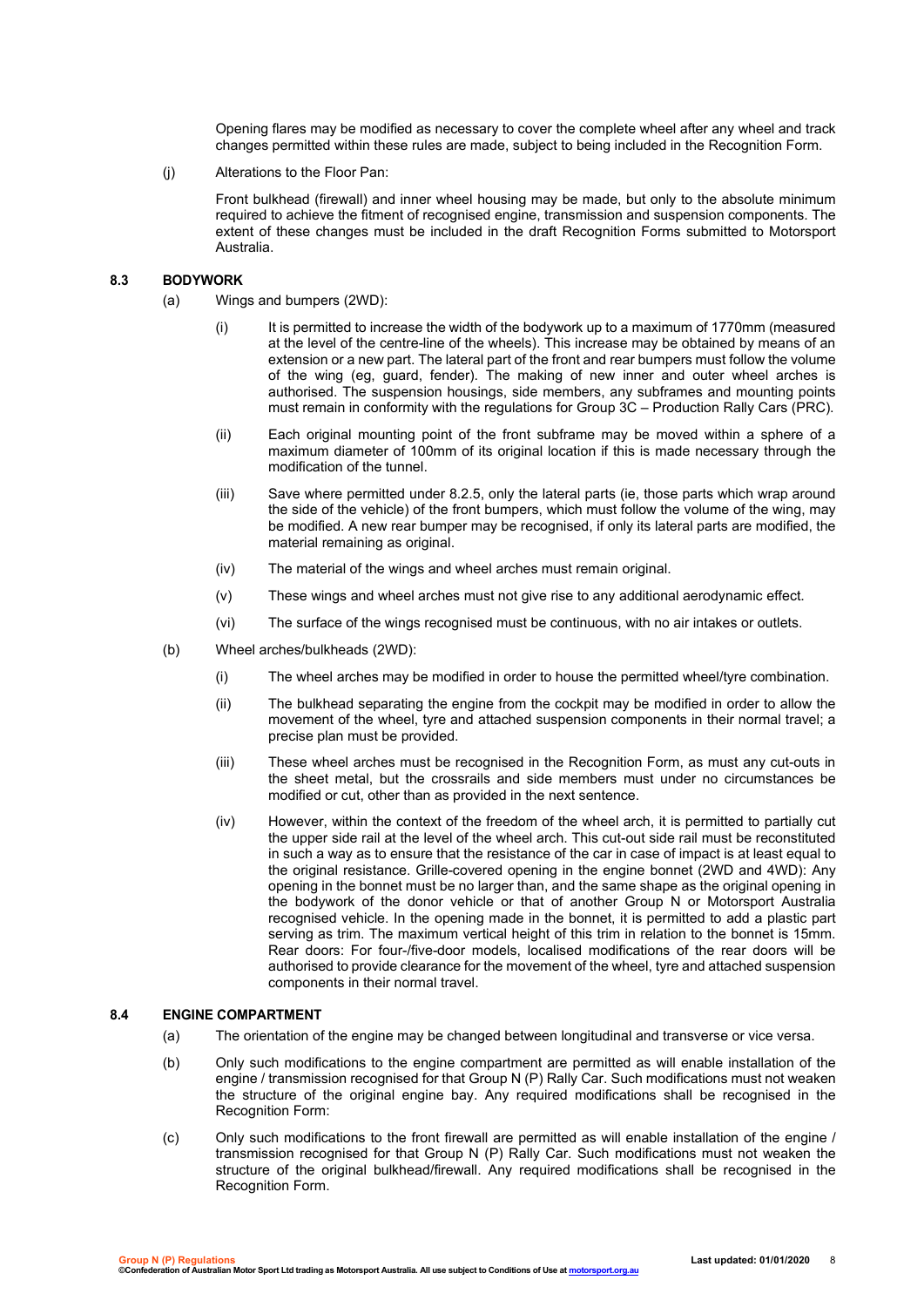Opening flares may be modified as necessary to cover the complete wheel after any wheel and track changes permitted within these rules are made, subject to being included in the Recognition Form.

(j) Alterations to the Floor Pan:

Front bulkhead (firewall) and inner wheel housing may be made, but only to the absolute minimum required to achieve the fitment of recognised engine, transmission and suspension components. The extent of these changes must be included in the draft Recognition Forms submitted to Motorsport Australia.

## 8.3 BODYWORK

(a) Wings and bumpers (2WD):

(i) It is permitted to increase the width of the bodywork up to a maximum of 1770mm (measured at the level of the centre-line of the wheels). This increase may be obtained by means of an extension or a new part. The lateral part of the front and rear bumpers must follow the volume of the wing (eg, guard, fender). The making of new inner and outer wheel arches is authorised. The suspension housings, side members, any subframes and mounting points must remain in conformity with the regulations for Group 3C – Production Rally Cars (PRC).

(ii) Each original mounting point of the front subframe may be moved within a sphere of a maximum diameter of 100mm of its original location if this is made necessary through the modification of the tunnel.

(iii) Save where permitted under 8.2.5, only the lateral parts (ie, those parts which wrap around the side of the vehicle) of the front bumpers, which must follow the volume of the wing, may be modified. A new rear bumper may be recognised, if only its lateral parts are modified, the material remaining as original.

(iv) The material of the wings and wheel arches must remain original.

(v) These wings and wheel arches must not give rise to any additional aerodynamic effect.

(vi) The surface of the wings recognised must be continuous, with no air intakes or outlets.

(b) Wheel arches/bulkheads (2WD):

(i) The wheel arches may be modified in order to house the permitted wheel/tyre combination.

(ii) The bulkhead separating the engine from the cockpit may be modified in order to allow the movement of the wheel, tyre and attached suspension components in their normal travel; a precise plan must be provided.

(iii) These wheel arches must be recognised in the Recognition Form, as must any cut-outs in the sheet metal, but the crossrails and side members must under no circumstances be modified or cut, other than as provided in the next sentence.

(iv) However, within the context of the freedom of the wheel arch, it is permitted to partially cut the upper side rail at the level of the wheel arch. This cut-out side rail must be reconstituted in such a way as to ensure that the resistance of the car in case of impact is at least equal to the original resistance. Grille-covered opening in the engine bonnet (2WD and 4WD): Any opening in the bonnet must be no larger than, and the same shape as the original opening in the bodywork of the donor vehicle or that of another Group N or Motorsport Australia recognised vehicle. In the opening made in the bonnet, it is permitted to add a plastic part serving as trim. The maximum vertical height of this trim in relation to the bonnet is 15mm. Rear doors: For four-/five-door models, localised modifications of the rear doors will be authorised to provide clearance for the movement of the wheel, tyre and attached suspension components in their normal travel.

## 8.4 ENGINE COMPARTMENT

(a) The orientation of the engine may be changed between longitudinal and transverse or vice versa.

(b) Only such modifications to the engine compartment are permitted as will enable installation of the engine / transmission recognised for that Group N (P) Rally Car. Such modifications must not weaken the structure of the original engine bay. Any required modifications shall be recognised in the Recognition Form:

(c) Only such modifications to the front firewall are permitted as will enable installation of the engine / transmission recognised for that Group N (P) Rally Car. Such modifications must not weaken the structure of the original bulkhead/firewall. Any required modifications shall be recognised in the Recognition Form.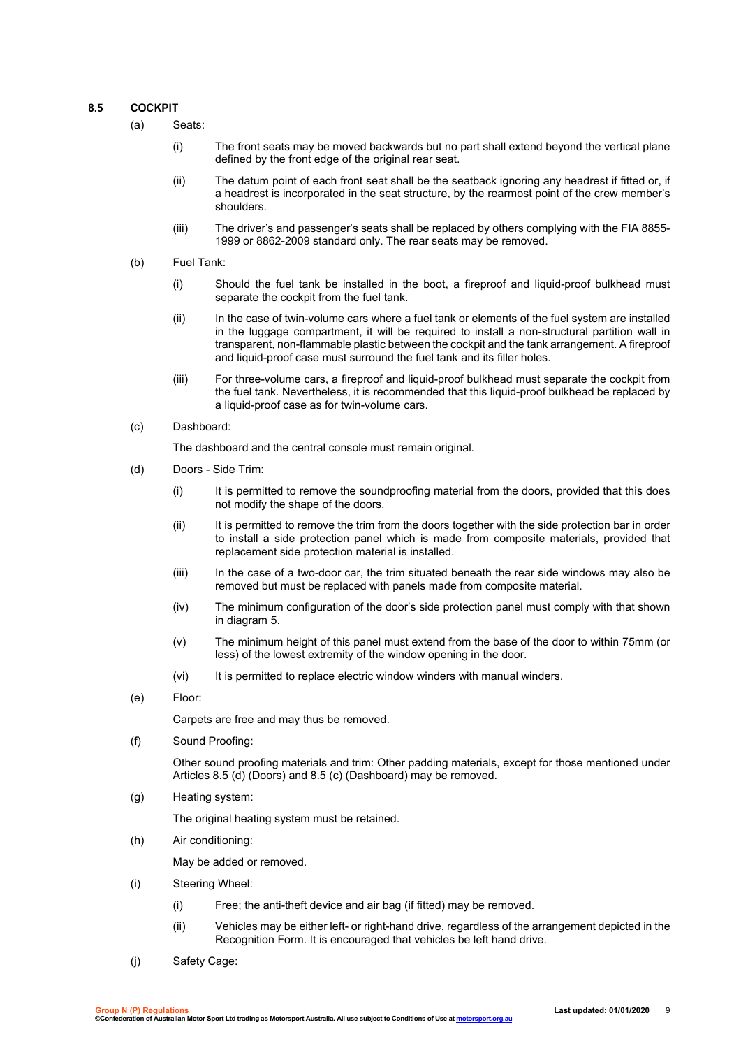## 8.5 COCKPIT

(a) Seats:

(i) The front seats may be moved backwards but no part shall extend beyond the vertical plane defined by the front edge of the original rear seat.

(ii) The datum point of each front seat shall be the seatback ignoring any headrest if fitted or, if a headrest is incorporated in the seat structure, by the rearmost point of the crew member's shoulders.

(iii) The driver's and passenger's seats shall be replaced by others complying with the FIA 8855-1999 or 8862-2009 standard only. The rear seats may be removed.

(b) Fuel Tank:

(i) Should the fuel tank be installed in the boot, a fireproof and liquid-proof bulkhead must separate the cockpit from the fuel tank.

(ii) In the case of twin-volume cars where a fuel tank or elements of the fuel system are installed in the luggage compartment, it will be required to install a non-structural partition wall in transparent, non-flammable plastic between the cockpit and the tank arrangement. A fireproof and liquid-proof case must surround the fuel tank and its filler holes.

(iii) For three-volume cars, a fireproof and liquid-proof bulkhead must separate the cockpit from the fuel tank. Nevertheless, it is recommended that this liquid-proof bulkhead be replaced by a liquid-proof case as for twin-volume cars.

(c) Dashboard:

The dashboard and the central console must remain original.

(d) Doors - Side Trim:

(i) It is permitted to remove the soundproofing material from the doors, provided that this does not modify the shape of the doors.

(ii) It is permitted to remove the trim from the doors together with the side protection bar in order to install a side protection panel which is made from composite materials, provided that replacement side protection material is installed.

(iii) In the case of a two-door car, the trim situated beneath the rear side windows may also be removed but must be replaced with panels made from composite material.

(iv) The minimum configuration of the door's side protection panel must comply with that shown in diagram 5.

(v) The minimum height of this panel must extend from the base of the door to within 75mm (or less) of the lowest extremity of the window opening in the door.

(vi) It is permitted to replace electric window winders with manual winders.

(e) Floor:

Carpets are free and may thus be removed.

(f) Sound Proofing:

Other sound proofing materials and trim: Other padding materials, except for those mentioned under Articles 8.5 (d) (Doors) and 8.5 (c) (Dashboard) may be removed.

(g) Heating system:

The original heating system must be retained.

(h) Air conditioning:

May be added or removed.

(i) Steering Wheel:

(i) Free; the anti-theft device and air bag (if fitted) may be removed.

(ii) Vehicles may be either left- or right-hand drive, regardless of the arrangement depicted in the Recognition Form. It is encouraged that vehicles be left hand drive.

(j) Safety Cage: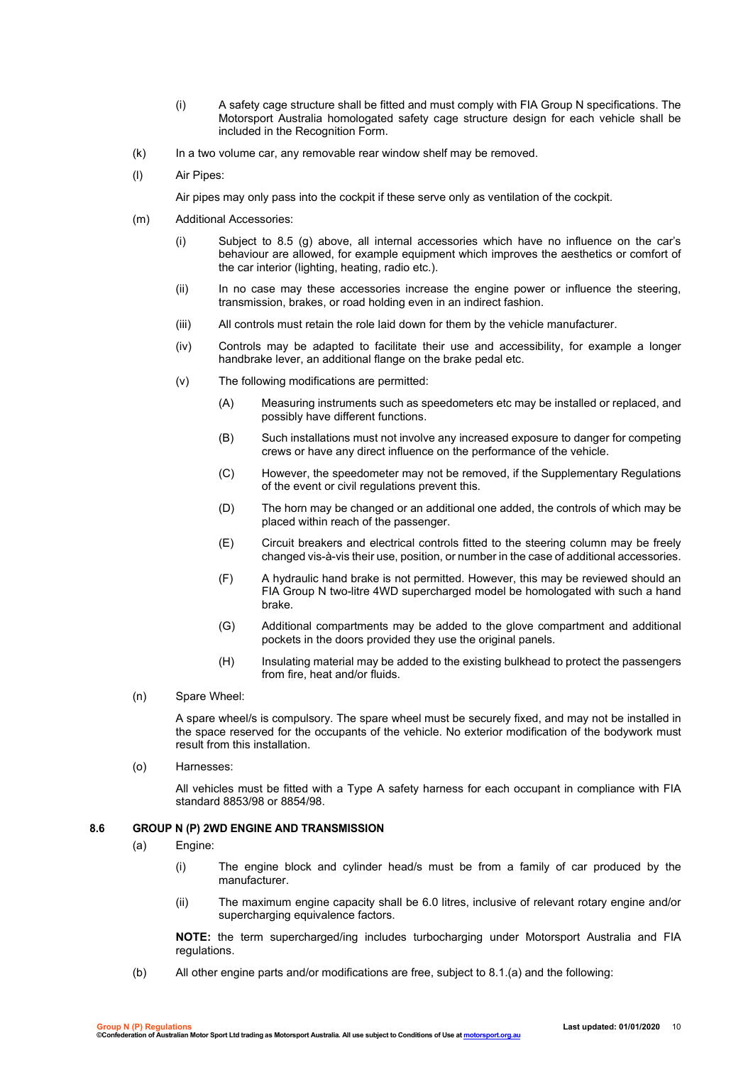(j) A safety cage structure shall be fitted and must comply with FIA Group N specifications. The Motorsport Australia homologated safety cage structure design for each vehicle shall be included in the Recognition Form.

(k) In a two volume car, any removable rear window shelf may be removed.

(l) Air Pipes:

Air pipes may only pass into the cockpit if these serve only as ventilation of the cockpit.

(m) Additional Accessories:

(i) Subject to 8.5 (g) above, all internal accessories which have no influence on the car's behaviour are allowed, for example equipment which improves the aesthetics or comfort of the car interior (lighting, heating, radio etc.).

(ii) In no case may these accessories increase the engine power or influence the steering, transmission, brakes, or road holding even in an indirect fashion.

(iii) All controls must retain the role laid down for them by the vehicle manufacturer.

(iv) Controls may be adapted to facilitate their use and accessibility, for example a longer handbrake lever, an additional flange on the brake pedal etc.

(v) The following modifications are permitted:

(A) Measuring instruments such as speedometers etc may be installed or replaced, and possibly have different functions.

(B) Such installations must not involve any increased exposure to danger for competing crews or have any direct influence on the performance of the vehicle.

(C) However, the speedometer may not be removed, if the Supplementary Regulations of the event or civil regulations prevent this.

(D) The horn may be changed or an additional one added, the controls of which may be placed within reach of the passenger.

(E) Circuit breakers and electrical controls fitted to the steering column may be freely changed vis-à-vis their use, position, or number in the case of additional accessories.

(F) A hydraulic hand brake is not permitted. However, this may be reviewed should an FIA Group N two-litre 4WD supercharged model be homologated with such a hand brake.

(G) Additional compartments may be added to the glove compartment and additional pockets in the doors provided they use the original panels.

(H) Insulating material may be added to the existing bulkhead to protect the passengers from fire, heat and/or fluids.

(n) Spare Wheel:

A spare wheel/s is compulsory. The spare wheel must be securely fixed, and may not be installed in the space reserved for the occupants of the vehicle. No exterior modification of the bodywork must result from this installation.

(o) Harnesses:

All vehicles must be fitted with a Type A safety harness for each occupant in compliance with FIA standard 8853/98 or 8854/98.

## 8.6 GROUP N (P) 2WD ENGINE AND TRANSMISSION

(a) Engine:

(i) The engine block and cylinder head/s must be from a family of car produced by the manufacturer.

(ii) The maximum engine capacity shall be 6.0 litres, inclusive of relevant rotary engine and/or supercharging equivalence factors.

**NOTE:** the term supercharged/ing includes turbocharging under Motorsport Australia and FIA regulations.

(b) All other engine parts and/or modifications are free, subject to 8.1.(a) and the following: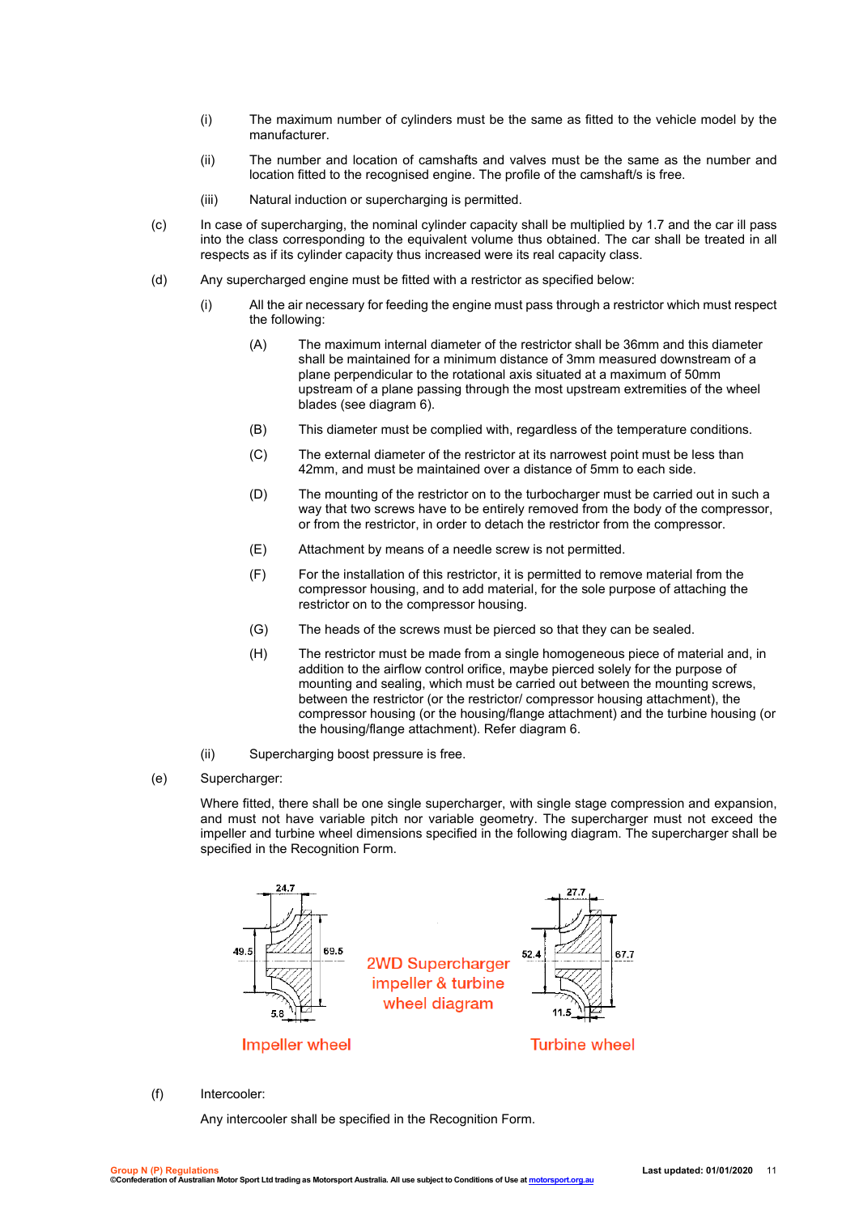(i) The maximum number of cylinders must be the same as fitted to the vehicle model by the manufacturer.

(ii) The number and location of camshafts and valves must be the same as the number and location fitted to the recognised engine. The profile of the camshaft/s is free.

(iii) Natural induction or supercharging is permitted.

(c) In case of supercharging, the nominal cylinder capacity shall be multiplied by 1.7 and the car ill pass into the class corresponding to the equivalent volume thus obtained. The car shall be treated in all respects as if its cylinder capacity thus increased were its real capacity class.

(d) Any supercharged engine must be fitted with a restrictor as specified below:

(i) All the air necessary for feeding the engine must pass through a restrictor which must respect the following:

(A) The maximum internal diameter of the restrictor shall be 36mm and this diameter shall be maintained for a minimum distance of 3mm measured downstream of a plane perpendicular to the rotational axis situated at a maximum of 50mm upstream of a plane passing through the most upstream extremities of the wheel blades (see diagram 6).

(B) This diameter must be complied with, regardless of the temperature conditions.

(C) The external diameter of the restrictor at its narrowest point must be less than 42mm, and must be maintained over a distance of 5mm to each side.

(D) The mounting of the restrictor on to the turbocharger must be carried out in such a way that two screws have to be entirely removed from the body of the compressor, or from the restrictor, in order to detach the restrictor from the compressor.

(E) Attachment by means of a needle screw is not permitted.

(F) For the installation of this restrictor, it is permitted to remove material from the compressor housing, and to add material, for the sole purpose of attaching the restrictor on to the compressor housing.

(G) The heads of the screws must be pierced so that they can be sealed.

(H) The restrictor must be made from a single homogeneous piece of material and, in addition to the airflow control orifice, maybe pierced solely for the purpose of mounting and sealing, which must be carried out between the mounting screws, between the restrictor (or the restrictor/ compressor housing attachment), the compressor housing (or the housing/flange attachment) and the turbine housing (or the housing/flange attachment). Refer diagram 6.

(ii) Supercharging boost pressure is free.

(e) Supercharger:

Where fitted, there shall be one single supercharger, with single stage compression and expansion, and must not have variable pitch nor variable geometry. The supercharger must not exceed the impeller and turbine wheel dimensions specified in the following diagram. The supercharger shall be specified in the Recognition Form.

2WD Supercharger impeller & turbine wheel diagram

Impeller wheel: 24.7, 49.5, 69.5, 5.8

Turbine wheel: 27.7, 52.4, 67.7, 11.5

(f) Intercooler:

Any intercooler shall be specified in the Recognition Form.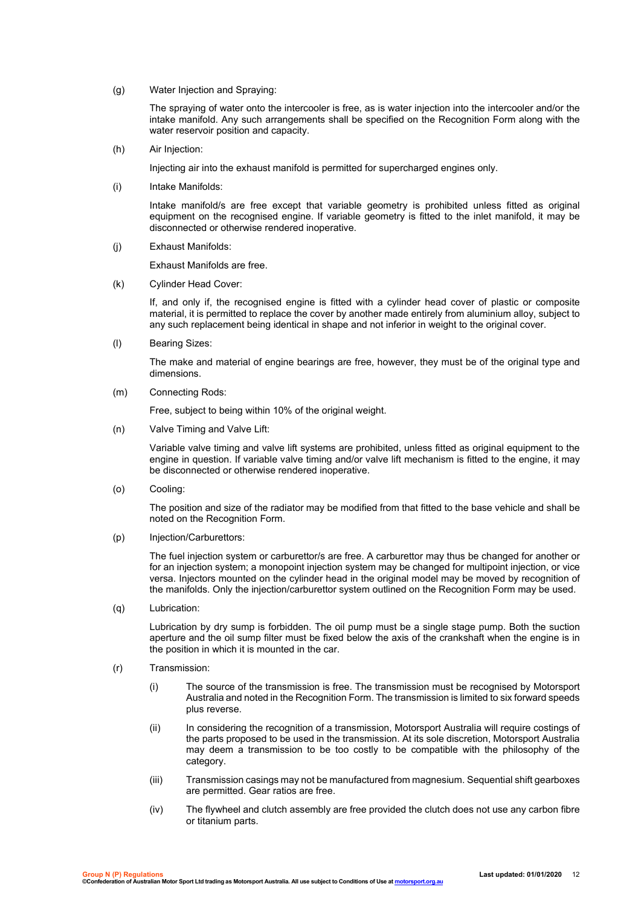(g) Water Injection and Spraying:

The spraying of water onto the intercooler is free, as is water injection into the intercooler and/or the intake manifold. Any such arrangements shall be specified on the Recognition Form along with the water reservoir position and capacity.

(h) Air Injection:

Injecting air into the exhaust manifold is permitted for supercharged engines only.

(i) Intake Manifolds:

Intake manifold/s are free except that variable geometry is prohibited unless fitted as original equipment on the recognised engine. If variable geometry is fitted to the inlet manifold, it may be disconnected or otherwise rendered inoperative.

(j) Exhaust Manifolds:

Exhaust Manifolds are free.

(k) Cylinder Head Cover:

If, and only if, the recognised engine is fitted with a cylinder head cover of plastic or composite material, it is permitted to replace the cover by another made entirely from aluminium alloy, subject to any such replacement being identical in shape and not inferior in weight to the original cover.

(l) Bearing Sizes:

The make and material of engine bearings are free, however, they must be of the original type and dimensions.

(m) Connecting Rods:

Free, subject to being within 10% of the original weight.

(n) Valve Timing and Valve Lift:

Variable valve timing and valve lift systems are prohibited, unless fitted as original equipment to the engine in question. If variable valve timing and/or valve lift mechanism is fitted to the engine, it may be disconnected or otherwise rendered inoperative.

(o) Cooling:

The position and size of the radiator may be modified from that fitted to the base vehicle and shall be noted on the Recognition Form.

(p) Injection/Carburettors:

The fuel injection system or carburettor/s are free. A carburettor may thus be changed for another or for an injection system; a monopoint injection system may be changed for multipoint injection, or vice versa. Injectors mounted on the cylinder head in the original model may be moved by recognition of the manifolds. Only the injection/carburettor system outlined on the Recognition Form may be used.

(q) Lubrication:

Lubrication by dry sump is forbidden. The oil pump must be a single stage pump. Both the suction aperture and the oil sump filter must be fixed below the axis of the crankshaft when the engine is in the position in which it is mounted in the car.

(r) Transmission:

(i) The source of the transmission is free. The transmission must be recognised by Motorsport Australia and noted in the Recognition Form. The transmission is limited to six forward speeds plus reverse.

(ii) In considering the recognition of a transmission, Motorsport Australia will require costings of the parts proposed to be used in the transmission. At its sole discretion, Motorsport Australia may deem a transmission to be too costly to be compatible with the philosophy of the category.

(iii) Transmission casings may not be manufactured from magnesium. Sequential shift gearboxes are permitted. Gear ratios are free.

(iv) The flywheel and clutch assembly are free provided the clutch does not use any carbon fibre or titanium parts.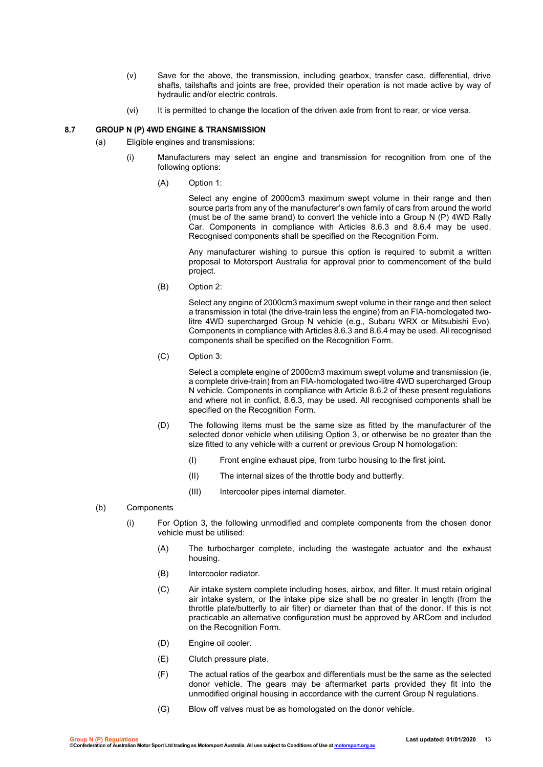(v) Save for the above, the transmission, including gearbox, transfer case, differential, drive shafts, tailshafts and joints are free, provided their operation is not made active by way of hydraulic and/or electric controls.

(vi) It is permitted to change the location of the driven axle from front to rear, or vice versa.

## 8.7 GROUP N (P) 4WD ENGINE & TRANSMISSION

(a) Eligible engines and transmissions:

(i) Manufacturers may select an engine and transmission for recognition from one of the following options:

(A) Option 1:

Select any engine of 2000cm3 maximum swept volume in their range and then source parts from any of the manufacturer's own family of cars from around the world (must be of the same brand) to convert the vehicle into a Group N (P) 4WD Rally Car. Components in compliance with Articles 8.6.3 and 8.6.4 may be used. Recognised components shall be specified on the Recognition Form.

Any manufacturer wishing to pursue this option is required to submit a written proposal to Motorsport Australia for approval prior to commencement of the build project.

(B) Option 2:

Select any engine of 2000cm3 maximum swept volume in their range and then select a transmission in total (the drive-train less the engine) from an FIA-homologated two-litre 4WD supercharged Group N vehicle (e.g., Subaru WRX or Mitsubishi Evo). Components in compliance with Articles 8.6.3 and 8.6.4 may be used. All recognised components shall be specified on the Recognition Form.

(C) Option 3:

Select a complete engine of 2000cm3 maximum swept volume and transmission (ie, a complete drive-train) from an FIA-homologated two-litre 4WD supercharged Group N vehicle. Components in compliance with Article 8.6.2 of these present regulations and where not in conflict, 8.6.3, may be used. All recognised components shall be specified on the Recognition Form.

(D) The following items must be the same size as fitted by the manufacturer of the selected donor vehicle when utilising Option 3, or otherwise be no greater than the size fitted to any vehicle with a current or previous Group N homologation:

(I) Front engine exhaust pipe, from turbo housing to the first joint.

(II) The internal sizes of the throttle body and butterfly.

(III) Intercooler pipes internal diameter.

(b) Components

(i) For Option 3, the following unmodified and complete components from the chosen donor vehicle must be utilised:

(A) The turbocharger complete, including the wastegate actuator and the exhaust housing.

(B) Intercooler radiator.

(C) Air intake system complete including hoses, airbox, and filter. It must retain original air intake system, or the intake pipe size shall be no greater in length (from the throttle plate/butterfly to air filter) or diameter than that of the donor. If this is not practicable an alternative configuration must be approved by ARCom and included on the Recognition Form.

(D) Engine oil cooler.

(E) Clutch pressure plate.

(F) The actual ratios of the gearbox and differentials must be the same as the selected donor vehicle. The gears may be aftermarket parts provided they fit into the unmodified original housing in accordance with the current Group N regulations.

(G) Blow off valves must be as homologated on the donor vehicle.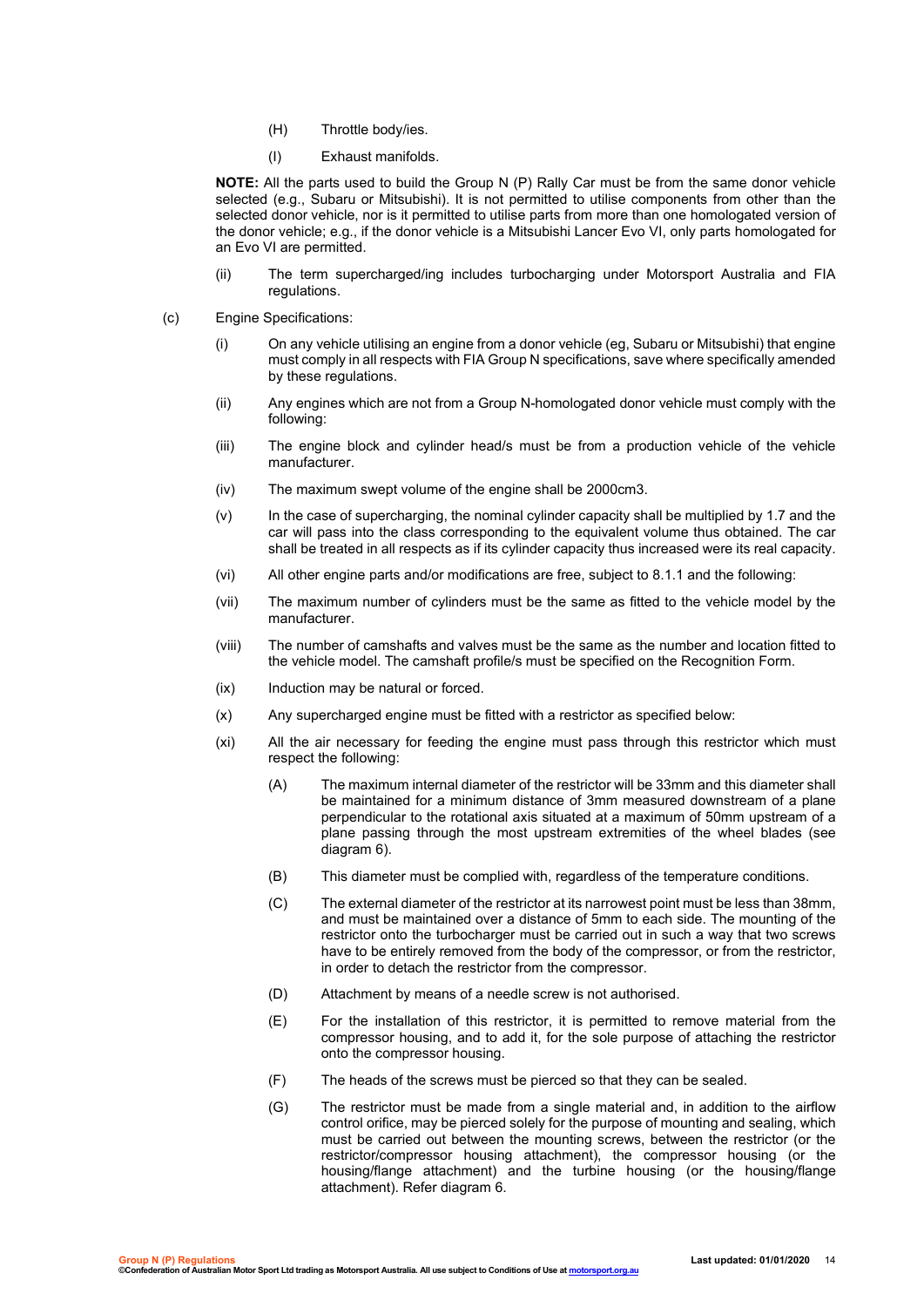(H) Throttle body/ies.

(I) Exhaust manifolds.

**NOTE:** All the parts used to build the Group N (P) Rally Car must be from the same donor vehicle selected (e.g., Subaru or Mitsubishi). It is not permitted to utilise components from other than the selected donor vehicle, nor is it permitted to utilise parts from more than one homologated version of the donor vehicle; e.g., if the donor vehicle is a Mitsubishi Lancer Evo VI, only parts homologated for an Evo VI are permitted.

(ii) The term supercharged/ing includes turbocharging under Motorsport Australia and FIA regulations.

(c) Engine Specifications:

(i) On any vehicle utilising an engine from a donor vehicle (eg, Subaru or Mitsubishi) that engine must comply in all respects with FIA Group N specifications, save where specifically amended by these regulations.

(ii) Any engines which are not from a Group N-homologated donor vehicle must comply with the following:

(iii) The engine block and cylinder head/s must be from a production vehicle of the vehicle manufacturer.

(iv) The maximum swept volume of the engine shall be 2000cm3.

(v) In the case of supercharging, the nominal cylinder capacity shall be multiplied by 1.7 and the car will pass into the class corresponding to the equivalent volume thus obtained. The car shall be treated in all respects as if its cylinder capacity thus increased were its real capacity.

(vi) All other engine parts and/or modifications are free, subject to 8.1.1 and the following:

(vii) The maximum number of cylinders must be the same as fitted to the vehicle model by the manufacturer.

(viii) The number of camshafts and valves must be the same as the number and location fitted to the vehicle model. The camshaft profile/s must be specified on the Recognition Form.

(ix) Induction may be natural or forced.

(x) Any supercharged engine must be fitted with a restrictor as specified below:

(xi) All the air necessary for feeding the engine must pass through this restrictor which must respect the following:

(A) The maximum internal diameter of the restrictor will be 33mm and this diameter shall be maintained for a minimum distance of 3mm measured downstream of a plane perpendicular to the rotational axis situated at a maximum of 50mm upstream of a plane passing through the most upstream extremities of the wheel blades (see diagram 6).

(B) This diameter must be complied with, regardless of the temperature conditions.

(C) The external diameter of the restrictor at its narrowest point must be less than 38mm, and must be maintained over a distance of 5mm to each side. The mounting of the restrictor onto the turbocharger must be carried out in such a way that two screws have to be entirely removed from the body of the compressor, or from the restrictor, in order to detach the restrictor from the compressor.

(D) Attachment by means of a needle screw is not authorised.

(E) For the installation of this restrictor, it is permitted to remove material from the compressor housing, and to add it, for the sole purpose of attaching the restrictor onto the compressor housing.

(F) The heads of the screws must be pierced so that they can be sealed.

(G) The restrictor must be made from a single material and, in addition to the airflow control orifice, may be pierced solely for the purpose of mounting and sealing, which must be carried out between the mounting screws, between the restrictor (or the restrictor/compressor housing attachment), the compressor housing (or the housing/flange attachment) and the turbine housing (or the housing/flange attachment). Refer diagram 6.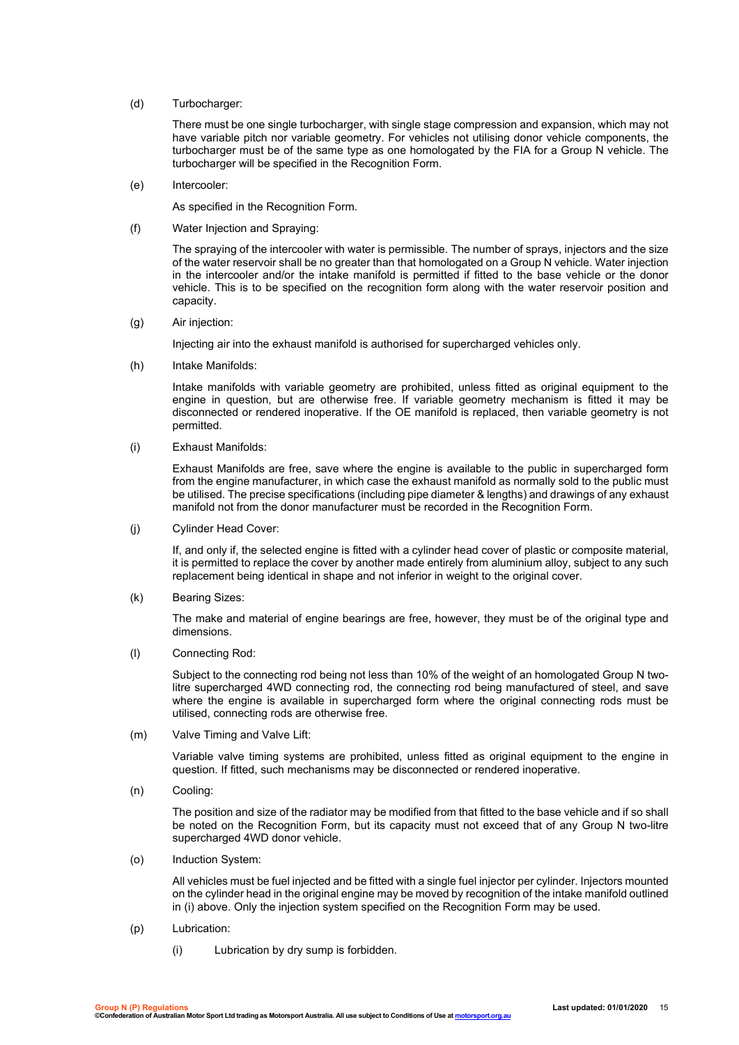(d) Turbocharger:

There must be one single turbocharger, with single stage compression and expansion, which may not have variable pitch nor variable geometry. For vehicles not utilising donor vehicle components, the turbocharger must be of the same type as one homologated by the FIA for a Group N vehicle. The turbocharger will be specified in the Recognition Form.

(e) Intercooler:

As specified in the Recognition Form.

(f) Water Injection and Spraying:

The spraying of the intercooler with water is permissible. The number of sprays, injectors and the size of the water reservoir shall be no greater than that homologated on a Group N vehicle. Water injection in the intercooler and/or the intake manifold is permitted if fitted to the base vehicle or the donor vehicle. This is to be specified on the recognition form along with the water reservoir position and capacity.

(g) Air injection:

Injecting air into the exhaust manifold is authorised for supercharged vehicles only.

(h) Intake Manifolds:

Intake manifolds with variable geometry are prohibited, unless fitted as original equipment to the engine in question, but are otherwise free. If variable geometry mechanism is fitted it may be disconnected or rendered inoperative. If the OE manifold is replaced, then variable geometry is not permitted.

(i) Exhaust Manifolds:

Exhaust Manifolds are free, save where the engine is available to the public in supercharged form from the engine manufacturer, in which case the exhaust manifold as normally sold to the public must be utilised. The precise specifications (including pipe diameter & lengths) and drawings of any exhaust manifold not from the donor manufacturer must be recorded in the Recognition Form.

(j) Cylinder Head Cover:

If, and only if, the selected engine is fitted with a cylinder head cover of plastic or composite material, it is permitted to replace the cover by another made entirely from aluminium alloy, subject to any such replacement being identical in shape and not inferior in weight to the original cover.

(k) Bearing Sizes:

The make and material of engine bearings are free, however, they must be of the original type and dimensions.

(l) Connecting Rod:

Subject to the connecting rod being not less than 10% of the weight of an homologated Group N two-litre supercharged 4WD connecting rod, the connecting rod being manufactured of steel, and save where the engine is available in supercharged form where the original connecting rods must be utilised, connecting rods are otherwise free.

(m) Valve Timing and Valve Lift:

Variable valve timing systems are prohibited, unless fitted as original equipment to the engine in question. If fitted, such mechanisms may be disconnected or rendered inoperative.

(n) Cooling:

The position and size of the radiator may be modified from that fitted to the base vehicle and if so shall be noted on the Recognition Form, but its capacity must not exceed that of any Group N two-litre supercharged 4WD donor vehicle.

(o) Induction System:

All vehicles must be fuel injected and be fitted with a single fuel injector per cylinder. Injectors mounted on the cylinder head in the original engine may be moved by recognition of the intake manifold outlined in (i) above. Only the injection system specified on the Recognition Form may be used.

(p) Lubrication:

(i) Lubrication by dry sump is forbidden.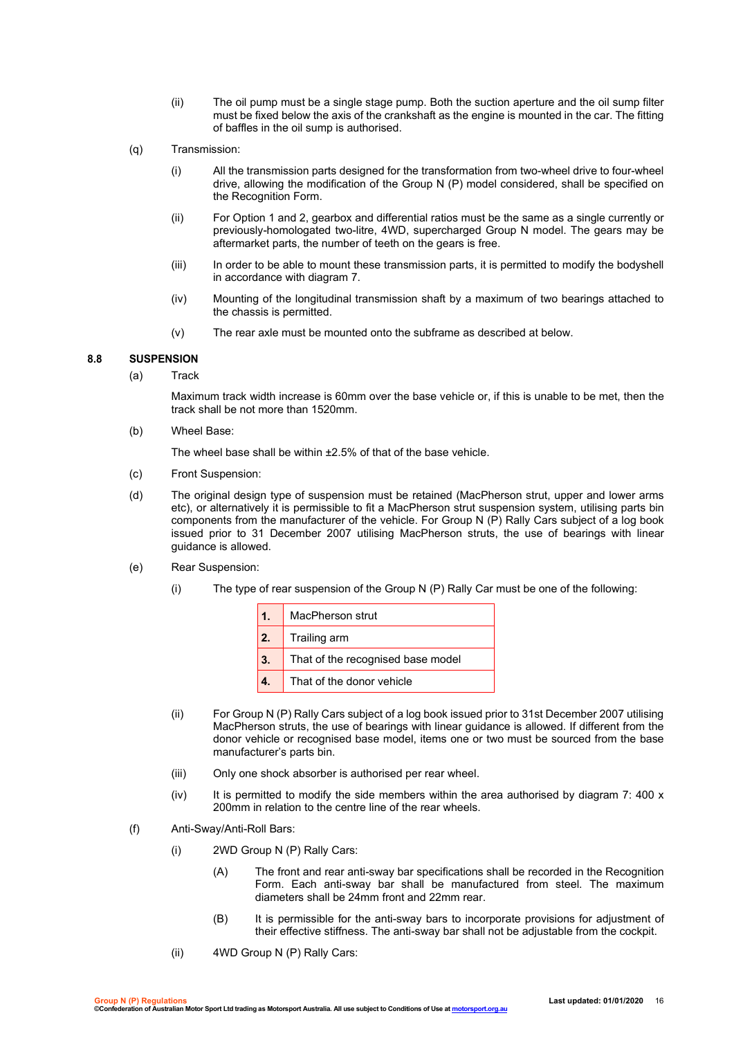(ii) The oil pump must be a single stage pump. Both the suction aperture and the oil sump filter must be fixed below the axis of the crankshaft as the engine is mounted in the car. The fitting of baffles in the oil sump is authorised.

(q) Transmission:

(i) All the transmission parts designed for the transformation from two-wheel drive to four-wheel drive, allowing the modification of the Group N (P) model considered, shall be specified on the Recognition Form.

(ii) For Option 1 and 2, gearbox and differential ratios must be the same as a single currently or previously-homologated two-litre, 4WD, supercharged Group N model. The gears may be aftermarket parts, the number of teeth on the gears is free.

(iii) In order to be able to mount these transmission parts, it is permitted to modify the bodyshell in accordance with diagram 7.

(iv) Mounting of the longitudinal transmission shaft by a maximum of two bearings attached to the chassis is permitted.

(v) The rear axle must be mounted onto the subframe as described at below.

### 8.8 SUSPENSION

(a) Track

Maximum track width increase is 60mm over the base vehicle or, if this is unable to be met, then the track shall be not more than 1520mm.

(b) Wheel Base:

The wheel base shall be within ±2.5% of that of the base vehicle.

(c) Front Suspension:

(d) The original design type of suspension must be retained (MacPherson strut, upper and lower arms etc), or alternatively it is permissible to fit a MacPherson strut suspension system, utilising parts bin components from the manufacturer of the vehicle. For Group N (P) Rally Cars subject of a log book issued prior to 31 December 2007 utilising MacPherson struts, the use of bearings with linear guidance is allowed.

(e) Rear Suspension:

(i) The type of rear suspension of the Group N (P) Rally Car must be one of the following:

| | |
|---|---|
| **1.** | MacPherson strut |
| **2.** | Trailing arm |
| **3.** | That of the recognised base model |
| **4.** | That of the donor vehicle |

(ii) For Group N (P) Rally Cars subject of a log book issued prior to 31st December 2007 utilising MacPherson struts, the use of bearings with linear guidance is allowed. If different from the donor vehicle or recognised base model, items one or two must be sourced from the base manufacturer's parts bin.

(iii) Only one shock absorber is authorised per rear wheel.

(iv) It is permitted to modify the side members within the area authorised by diagram 7: 400 x 200mm in relation to the centre line of the rear wheels.

(f) Anti-Sway/Anti-Roll Bars:

(i) 2WD Group N (P) Rally Cars:

(A) The front and rear anti-sway bar specifications shall be recorded in the Recognition Form. Each anti-sway bar shall be manufactured from steel. The maximum diameters shall be 24mm front and 22mm rear.

(B) It is permissible for the anti-sway bars to incorporate provisions for adjustment of their effective stiffness. The anti-sway bar shall not be adjustable from the cockpit.

(ii) 4WD Group N (P) Rally Cars: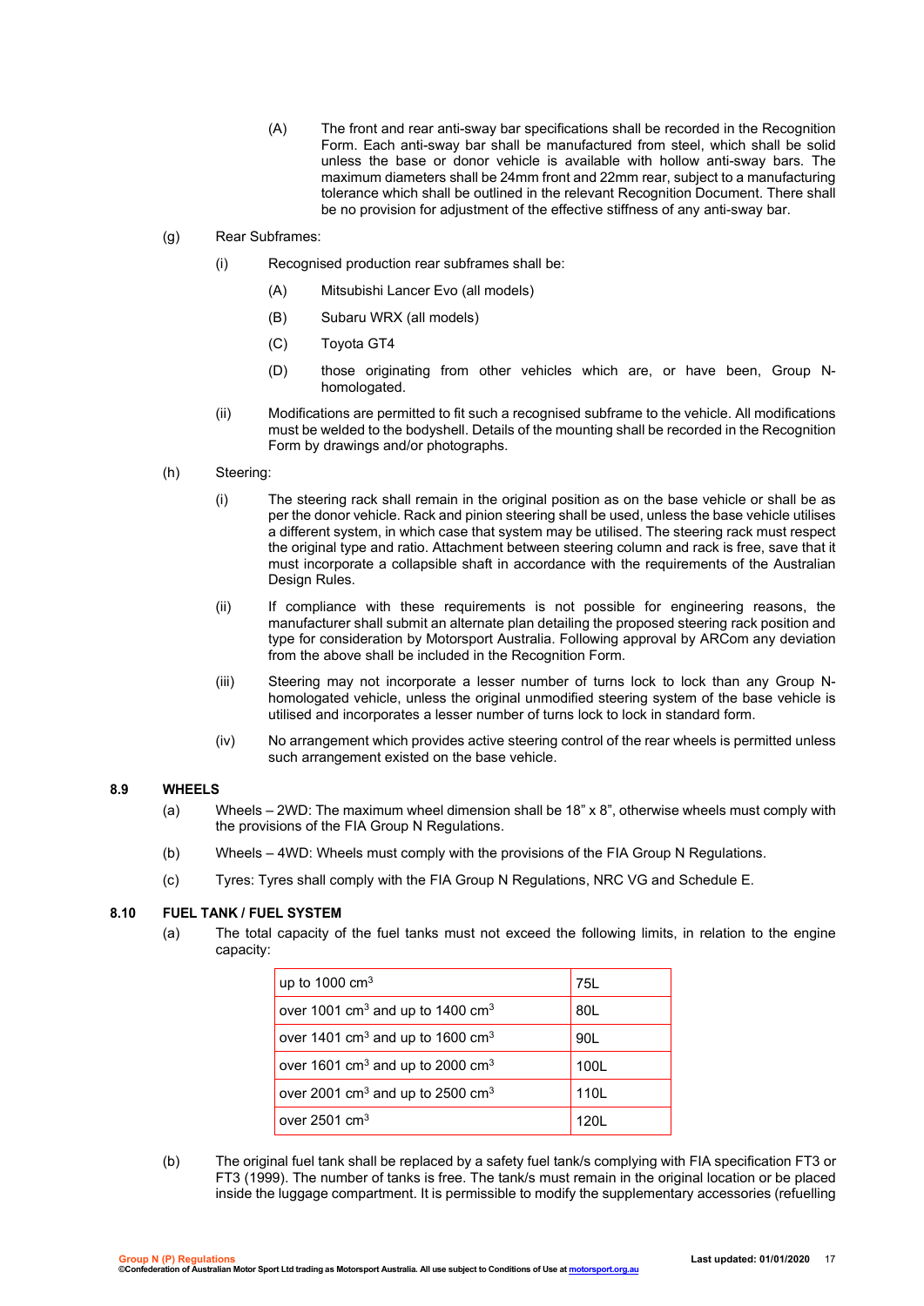(A) The front and rear anti-sway bar specifications shall be recorded in the Recognition Form. Each anti-sway bar shall be manufactured from steel, which shall be solid unless the base or donor vehicle is available with hollow anti-sway bars. The maximum diameters shall be 24mm front and 22mm rear, subject to a manufacturing tolerance which shall be outlined in the relevant Recognition Document. There shall be no provision for adjustment of the effective stiffness of any anti-sway bar.

(g) Rear Subframes:

(i) Recognised production rear subframes shall be:

(A) Mitsubishi Lancer Evo (all models)

(B) Subaru WRX (all models)

(C) Toyota GT4

(D) those originating from other vehicles which are, or have been, Group N-homologated.

(ii) Modifications are permitted to fit such a recognised subframe to the vehicle. All modifications must be welded to the bodyshell. Details of the mounting shall be recorded in the Recognition Form by drawings and/or photographs.

(h) Steering:

(i) The steering rack shall remain in the original position as on the base vehicle or shall be as per the donor vehicle. Rack and pinion steering shall be used, unless the base vehicle utilises a different system, in which case that system may be utilised. The steering rack must respect the original type and ratio. Attachment between steering column and rack is free, save that it must incorporate a collapsible shaft in accordance with the requirements of the Australian Design Rules.

(ii) If compliance with these requirements is not possible for engineering reasons, the manufacturer shall submit an alternate plan detailing the proposed steering rack position and type for consideration by Motorsport Australia. Following approval by ARCom any deviation from the above shall be included in the Recognition Form.

(iii) Steering may not incorporate a lesser number of turns lock to lock than any Group N-homologated vehicle, unless the original unmodified steering system of the base vehicle is utilised and incorporates a lesser number of turns lock to lock in standard form.

(iv) No arrangement which provides active steering control of the rear wheels is permitted unless such arrangement existed on the base vehicle.

## 8.9 WHEELS

(a) Wheels – 2WD: The maximum wheel dimension shall be 18" x 8", otherwise wheels must comply with the provisions of the FIA Group N Regulations.

(b) Wheels – 4WD: Wheels must comply with the provisions of the FIA Group N Regulations.

(c) Tyres: Tyres shall comply with the FIA Group N Regulations, NRC VG and Schedule E.

## 8.10 FUEL TANK / FUEL SYSTEM

(a) The total capacity of the fuel tanks must not exceed the following limits, in relation to the engine capacity:

| Engine capacity | Limit |
|---|---|
| up to 1000 cm$^3$ | 75L |
| over 1001 cm$^3$ and up to 1400 cm$^3$ | 80L |
| over 1401 cm$^3$ and up to 1600 cm$^3$ | 90L |
| over 1601 cm$^3$ and up to 2000 cm$^3$ | 100L |
| over 2001 cm$^3$ and up to 2500 cm$^3$ | 110L |
| over 2501 cm$^3$ | 120L |

(b) The original fuel tank shall be replaced by a safety fuel tank/s complying with FIA specification FT3 or FT3 (1999). The number of tanks is free. The tank/s must remain in the original location or be placed inside the luggage compartment. It is permissible to modify the supplementary accessories (refuelling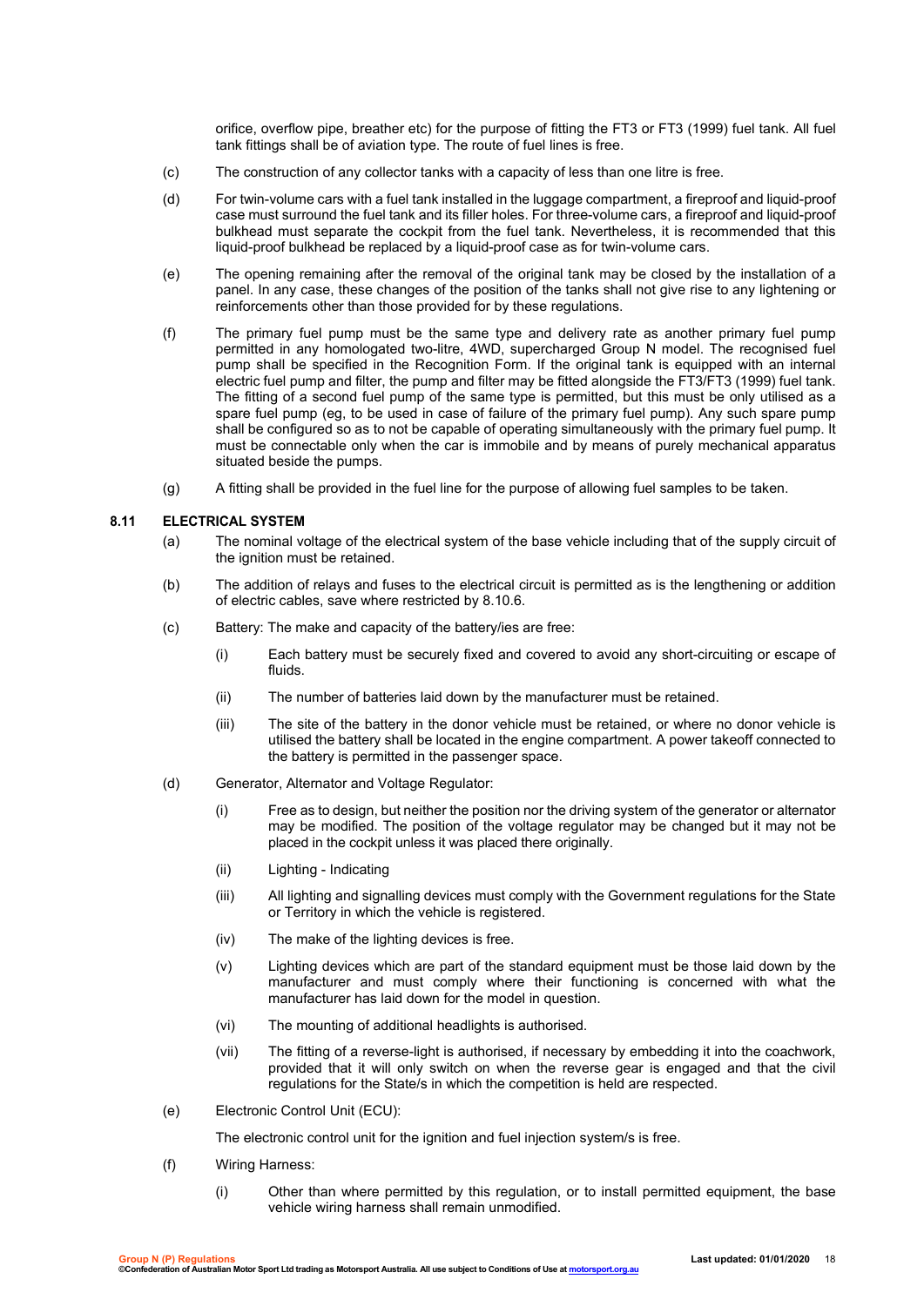orifice, overflow pipe, breather etc) for the purpose of fitting the FT3 or FT3 (1999) fuel tank. All fuel tank fittings shall be of aviation type. The route of fuel lines is free.

(c) The construction of any collector tanks with a capacity of less than one litre is free.

(d) For twin-volume cars with a fuel tank installed in the luggage compartment, a fireproof and liquid-proof case must surround the fuel tank and its filler holes. For three-volume cars, a fireproof and liquid-proof bulkhead must separate the cockpit from the fuel tank. Nevertheless, it is recommended that this liquid-proof bulkhead be replaced by a liquid-proof case as for twin-volume cars.

(e) The opening remaining after the removal of the original tank may be closed by the installation of a panel. In any case, these changes of the position of the tanks shall not give rise to any lightening or reinforcements other than those provided for by these regulations.

(f) The primary fuel pump must be the same type and delivery rate as another primary fuel pump permitted in any homologated two-litre, 4WD, supercharged Group N model. The recognised fuel pump shall be specified in the Recognition Form. If the original tank is equipped with an internal electric fuel pump and filter, the pump and filter may be fitted alongside the FT3/FT3 (1999) fuel tank. The fitting of a second fuel pump of the same type is permitted, but this must be only utilised as a spare fuel pump (eg, to be used in case of failure of the primary fuel pump). Any such spare pump shall be configured so as to not be capable of operating simultaneously with the primary fuel pump. It must be connectable only when the car is immobile and by means of purely mechanical apparatus situated beside the pumps.

(g) A fitting shall be provided in the fuel line for the purpose of allowing fuel samples to be taken.

### 8.11 ELECTRICAL SYSTEM

(a) The nominal voltage of the electrical system of the base vehicle including that of the supply circuit of the ignition must be retained.

(b) The addition of relays and fuses to the electrical circuit is permitted as is the lengthening or addition of electric cables, save where restricted by 8.10.6.

(c) Battery: The make and capacity of the battery/ies are free:

  (i) Each battery must be securely fixed and covered to avoid any short-circuiting or escape of fluids.

  (ii) The number of batteries laid down by the manufacturer must be retained.

  (iii) The site of the battery in the donor vehicle must be retained, or where no donor vehicle is utilised the battery shall be located in the engine compartment. A power takeoff connected to the battery is permitted in the passenger space.

(d) Generator, Alternator and Voltage Regulator:

  (i) Free as to design, but neither the position nor the driving system of the generator or alternator may be modified. The position of the voltage regulator may be changed but it may not be placed in the cockpit unless it was placed there originally.

  (ii) Lighting - Indicating

  (iii) All lighting and signalling devices must comply with the Government regulations for the State or Territory in which the vehicle is registered.

  (iv) The make of the lighting devices is free.

  (v) Lighting devices which are part of the standard equipment must be those laid down by the manufacturer and must comply where their functioning is concerned with what the manufacturer has laid down for the model in question.

  (vi) The mounting of additional headlights is authorised.

  (vii) The fitting of a reverse-light is authorised, if necessary by embedding it into the coachwork, provided that it will only switch on when the reverse gear is engaged and that the civil regulations for the State/s in which the competition is held are respected.

(e) Electronic Control Unit (ECU):

The electronic control unit for the ignition and fuel injection system/s is free.

(f) Wiring Harness:

  (i) Other than where permitted by this regulation, or to install permitted equipment, the base vehicle wiring harness shall remain unmodified.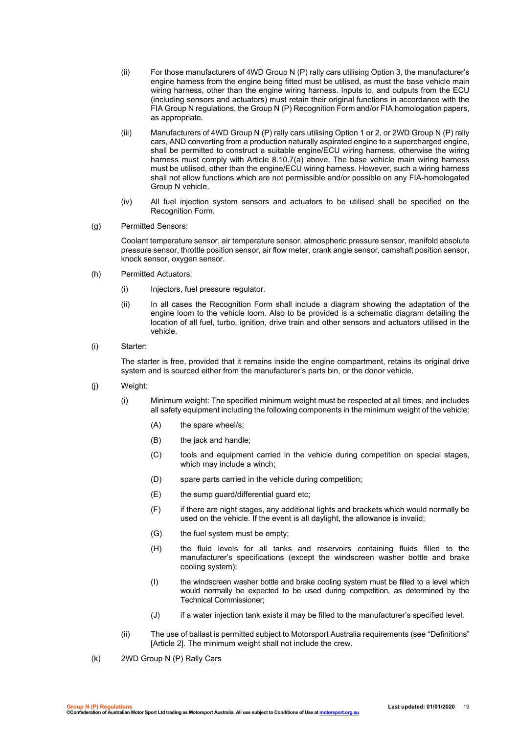(ii) For those manufacturers of 4WD Group N (P) rally cars utilising Option 3, the manufacturer's engine harness from the engine being fitted must be utilised, as must the base vehicle main wiring harness, other than the engine wiring harness. Inputs to, and outputs from the ECU (including sensors and actuators) must retain their original functions in accordance with the FIA Group N regulations, the Group N (P) Recognition Form and/or FIA homologation papers, as appropriate.

(iii) Manufacturers of 4WD Group N (P) rally cars utilising Option 1 or 2, or 2WD Group N (P) rally cars, AND converting from a production naturally aspirated engine to a supercharged engine, shall be permitted to construct a suitable engine/ECU wiring harness, otherwise the wiring harness must comply with Article 8.10.7(a) above. The base vehicle main wiring harness must be utilised, other than the engine/ECU wiring harness. However, such a wiring harness shall not allow functions which are not permissible and/or possible on any FIA-homologated Group N vehicle.

(iv) All fuel injection system sensors and actuators to be utilised shall be specified on the Recognition Form.

(g) Permitted Sensors:

Coolant temperature sensor, air temperature sensor, atmospheric pressure sensor, manifold absolute pressure sensor, throttle position sensor, air flow meter, crank angle sensor, camshaft position sensor, knock sensor, oxygen sensor.

(h) Permitted Actuators:

(i) Injectors, fuel pressure regulator.

(ii) In all cases the Recognition Form shall include a diagram showing the adaptation of the engine loom to the vehicle loom. Also to be provided is a schematic diagram detailing the location of all fuel, turbo, ignition, drive train and other sensors and actuators utilised in the vehicle.

(i) Starter:

The starter is free, provided that it remains inside the engine compartment, retains its original drive system and is sourced either from the manufacturer's parts bin, or the donor vehicle.

(j) Weight:

(i) Minimum weight: The specified minimum weight must be respected at all times, and includes all safety equipment including the following components in the minimum weight of the vehicle:

(A) the spare wheel/s;

(B) the jack and handle;

(C) tools and equipment carried in the vehicle during competition on special stages, which may include a winch;

(D) spare parts carried in the vehicle during competition;

(E) the sump guard/differential guard etc;

(F) if there are night stages, any additional lights and brackets which would normally be used on the vehicle. If the event is all daylight, the allowance is invalid;

(G) the fuel system must be empty;

(H) the fluid levels for all tanks and reservoirs containing fluids filled to the manufacturer's specifications (except the windscreen washer bottle and brake cooling system);

(I) the windscreen washer bottle and brake cooling system must be filled to a level which would normally be expected to be used during competition, as determined by the Technical Commissioner;

(J) if a water injection tank exists it may be filled to the manufacturer's specified level.

(ii) The use of ballast is permitted subject to Motorsport Australia requirements (see "Definitions" [Article 2]. The minimum weight shall not include the crew.

(k) 2WD Group N (P) Rally Cars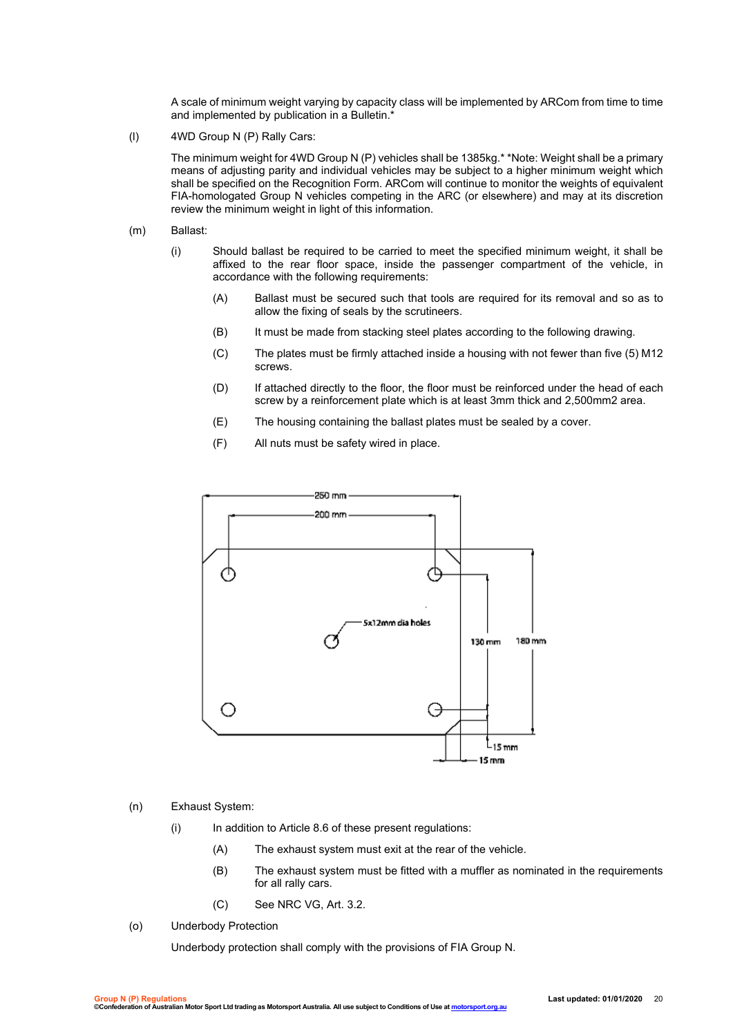A scale of minimum weight varying by capacity class will be implemented by ARCom from time to time and implemented by publication in a Bulletin.*

(l) 4WD Group N (P) Rally Cars:

The minimum weight for 4WD Group N (P) vehicles shall be 1385kg.* *Note: Weight shall be a primary means of adjusting parity and individual vehicles may be subject to a higher minimum weight which shall be specified on the Recognition Form. ARCom will continue to monitor the weights of equivalent FIA-homologated Group N vehicles competing in the ARC (or elsewhere) and may at its discretion review the minimum weight in light of this information.

(m) Ballast:

(i) Should ballast be required to be carried to meet the specified minimum weight, it shall be affixed to the rear floor space, inside the passenger compartment of the vehicle, in accordance with the following requirements:

(A) Ballast must be secured such that tools are required for its removal and so as to allow the fixing of seals by the scrutineers.

(B) It must be made from stacking steel plates according to the following drawing.

(C) The plates must be firmly attached inside a housing with not fewer than five (5) M12 screws.

(D) If attached directly to the floor, the floor must be reinforced under the head of each screw by a reinforcement plate which is at least 3mm thick and 2,500mm2 area.

(E) The housing containing the ballast plates must be sealed by a cover.

(F) All nuts must be safety wired in place.

250 mm
200 mm
5x12mm dia holes
130 mm
180 mm
15 mm
15 mm

(n) Exhaust System:

(i) In addition to Article 8.6 of these present regulations:

(A) The exhaust system must exit at the rear of the vehicle.

(B) The exhaust system must be fitted with a muffler as nominated in the requirements for all rally cars.

(C) See NRC VG, Art. 3.2.

(o) Underbody Protection

Underbody protection shall comply with the provisions of FIA Group N.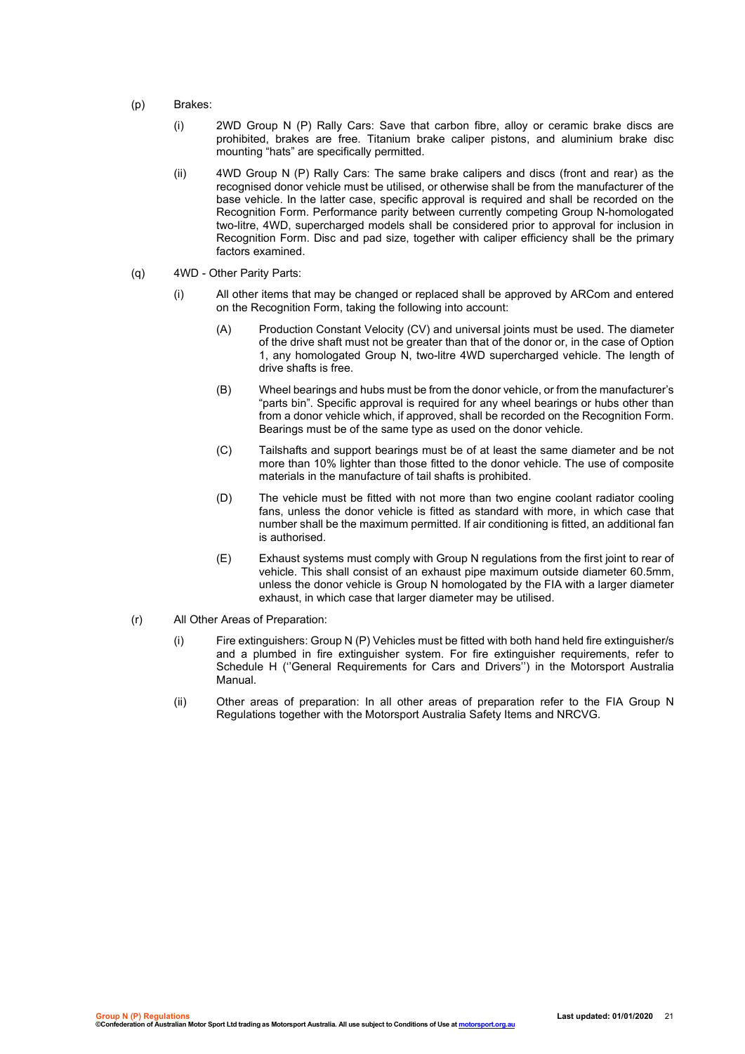(p) Brakes:

(i) 2WD Group N (P) Rally Cars: Save that carbon fibre, alloy or ceramic brake discs are prohibited, brakes are free. Titanium brake caliper pistons, and aluminium brake disc mounting "hats" are specifically permitted.

(ii) 4WD Group N (P) Rally Cars: The same brake calipers and discs (front and rear) as the recognised donor vehicle must be utilised, or otherwise shall be from the manufacturer of the base vehicle. In the latter case, specific approval is required and shall be recorded on the Recognition Form. Performance parity between currently competing Group N-homologated two-litre, 4WD, supercharged models shall be considered prior to approval for inclusion in Recognition Form. Disc and pad size, together with caliper efficiency shall be the primary factors examined.

(q) 4WD - Other Parity Parts:

(i) All other items that may be changed or replaced shall be approved by ARCom and entered on the Recognition Form, taking the following into account:

(A) Production Constant Velocity (CV) and universal joints must be used. The diameter of the drive shaft must not be greater than that of the donor or, in the case of Option 1, any homologated Group N, two-litre 4WD supercharged vehicle. The length of drive shafts is free.

(B) Wheel bearings and hubs must be from the donor vehicle, or from the manufacturer's "parts bin". Specific approval is required for any wheel bearings or hubs other than from a donor vehicle which, if approved, shall be recorded on the Recognition Form. Bearings must be of the same type as used on the donor vehicle.

(C) Tailshafts and support bearings must be of at least the same diameter and be not more than 10% lighter than those fitted to the donor vehicle. The use of composite materials in the manufacture of tail shafts is prohibited.

(D) The vehicle must be fitted with not more than two engine coolant radiator cooling fans, unless the donor vehicle is fitted as standard with more, in which case that number shall be the maximum permitted. If air conditioning is fitted, an additional fan is authorised.

(E) Exhaust systems must comply with Group N regulations from the first joint to rear of vehicle. This shall consist of an exhaust pipe maximum outside diameter 60.5mm, unless the donor vehicle is Group N homologated by the FIA with a larger diameter exhaust, in which case that larger diameter may be utilised.

(r) All Other Areas of Preparation:

(i) Fire extinguishers: Group N (P) Vehicles must be fitted with both hand held fire extinguisher/s and a plumbed in fire extinguisher system. For fire extinguisher requirements, refer to Schedule H (''General Requirements for Cars and Drivers'') in the Motorsport Australia Manual.

(ii) Other areas of preparation: In all other areas of preparation refer to the FIA Group N Regulations together with the Motorsport Australia Safety Items and NRCVG.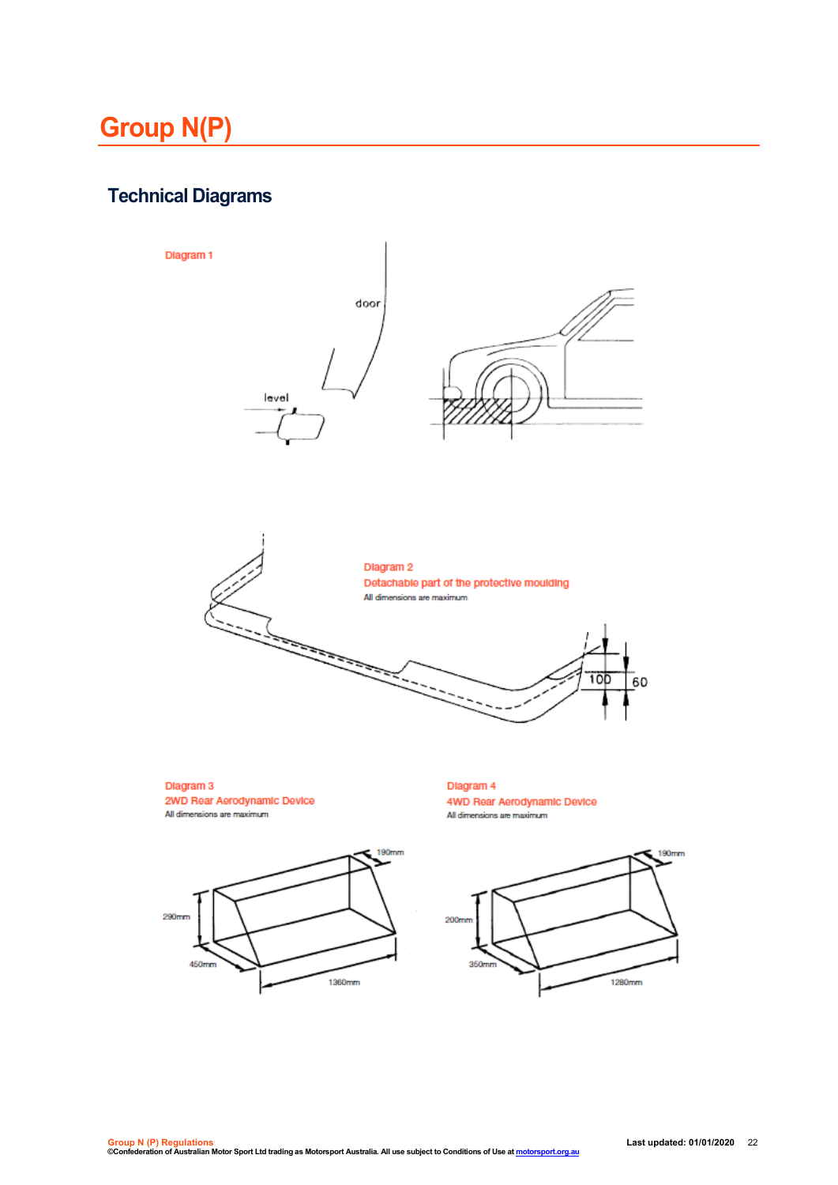# Group N(P)

## Technical Diagrams

Diagram 1

door

level

Diagram 2

Detachable part of the protective moulding

All dimensions are maximum

100

60

Diagram 3

2WD Rear Aerodynamic Device

All dimensions are maximum

190mm

290mm

450mm

1360mm

Diagram 4

4WD Rear Aerodynamic Device

All dimensions are maximum

190mm

200mm

350mm

1280mm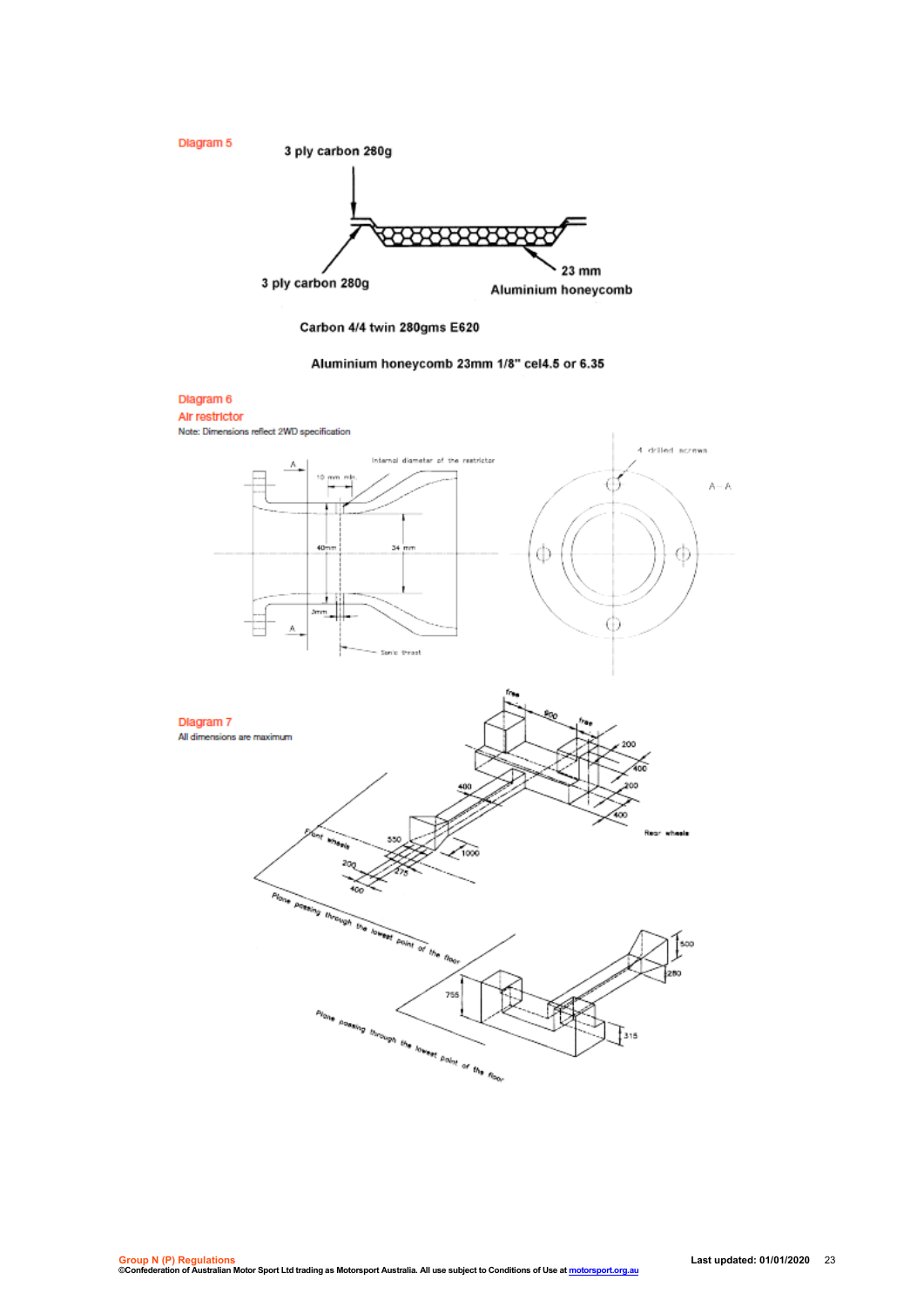Diagram 5

3 ply carbon 280g

3 ply carbon 280g

23 mm Aluminium honeycomb

Carbon 4/4 twin 280gms E620

Aluminium honeycomb 23mm 1/8" cel4.5 or 6.35

Diagram 6

Air restrictor

Note: Dimensions reflect 2WD specification

Diagram 7

All dimensions are maximum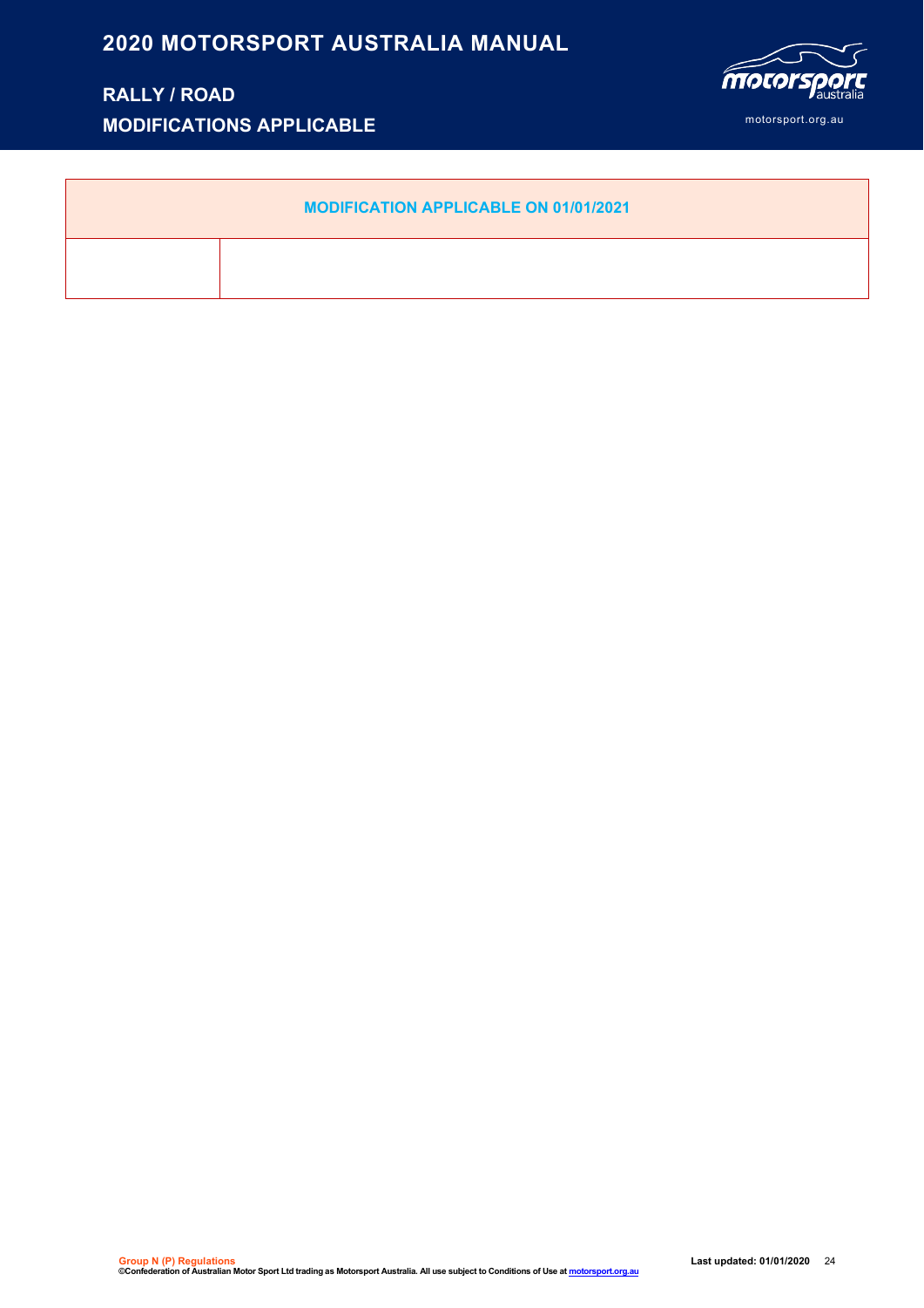| MODIFICATION APPLICABLE ON 01/01/2021 | |
| --- | --- |
| | |